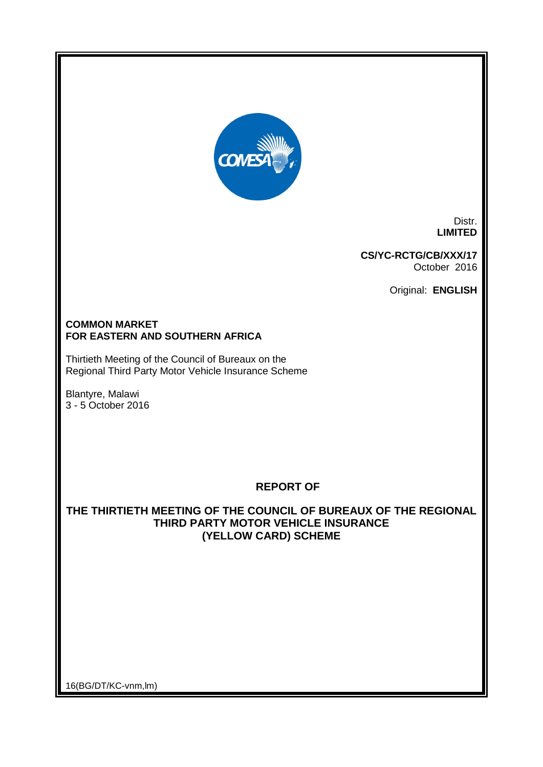Distr.
**LIMITED**

**CS/YC-RCTG/CB/XXX/17**
October 2016

Original: **ENGLISH**

**COMMON MARKET**
**FOR EASTERN AND SOUTHERN AFRICA**

Thirtieth Meeting of the Council of Bureaux on the
Regional Third Party Motor Vehicle Insurance Scheme

Blantyre, Malawi
3 - 5 October 2016

**REPORT OF**

**THE THIRTIETH MEETING OF THE COUNCIL OF BUREAUX OF THE REGIONAL THIRD PARTY MOTOR VEHICLE INSURANCE (YELLOW CARD) SCHEME**

16(BG/DT/KC-vnm,lm)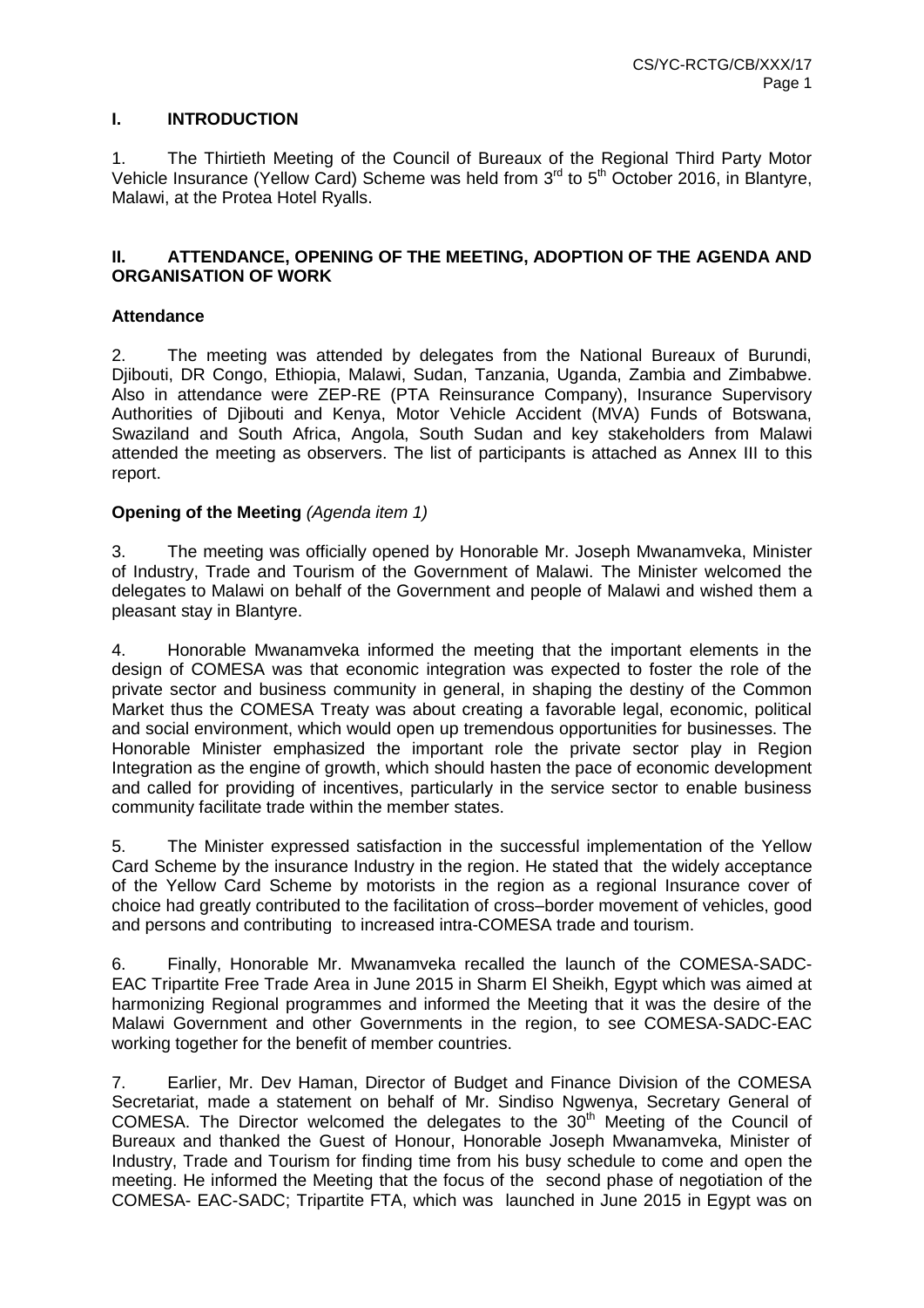## I. INTRODUCTION

1. The Thirtieth Meeting of the Council of Bureaux of the Regional Third Party Motor Vehicle Insurance (Yellow Card) Scheme was held from 3rd to 5th October 2016, in Blantyre, Malawi, at the Protea Hotel Ryalls.

## II. ATTENDANCE, OPENING OF THE MEETING, ADOPTION OF THE AGENDA AND ORGANISATION OF WORK

### Attendance

2. The meeting was attended by delegates from the National Bureaux of Burundi, Djibouti, DR Congo, Ethiopia, Malawi, Sudan, Tanzania, Uganda, Zambia and Zimbabwe. Also in attendance were ZEP-RE (PTA Reinsurance Company), Insurance Supervisory Authorities of Djibouti and Kenya, Motor Vehicle Accident (MVA) Funds of Botswana, Swaziland and South Africa, Angola, South Sudan and key stakeholders from Malawi attended the meeting as observers. The list of participants is attached as Annex III to this report.

### Opening of the Meeting *(Agenda item 1)*

3. The meeting was officially opened by Honorable Mr. Joseph Mwanamveka, Minister of Industry, Trade and Tourism of the Government of Malawi. The Minister welcomed the delegates to Malawi on behalf of the Government and people of Malawi and wished them a pleasant stay in Blantyre.

4. Honorable Mwanamveka informed the meeting that the important elements in the design of COMESA was that economic integration was expected to foster the role of the private sector and business community in general, in shaping the destiny of the Common Market thus the COMESA Treaty was about creating a favorable legal, economic, political and social environment, which would open up tremendous opportunities for businesses. The Honorable Minister emphasized the important role the private sector play in Region Integration as the engine of growth, which should hasten the pace of economic development and called for providing of incentives, particularly in the service sector to enable business community facilitate trade within the member states.

5. The Minister expressed satisfaction in the successful implementation of the Yellow Card Scheme by the insurance Industry in the region. He stated that the widely acceptance of the Yellow Card Scheme by motorists in the region as a regional Insurance cover of choice had greatly contributed to the facilitation of cross–border movement of vehicles, good and persons and contributing to increased intra-COMESA trade and tourism.

6. Finally, Honorable Mr. Mwanamveka recalled the launch of the COMESA-SADC-EAC Tripartite Free Trade Area in June 2015 in Sharm El Sheikh, Egypt which was aimed at harmonizing Regional programmes and informed the Meeting that it was the desire of the Malawi Government and other Governments in the region, to see COMESA-SADC-EAC working together for the benefit of member countries.

7. Earlier, Mr. Dev Haman, Director of Budget and Finance Division of the COMESA Secretariat, made a statement on behalf of Mr. Sindiso Ngwenya, Secretary General of COMESA. The Director welcomed the delegates to the 30th Meeting of the Council of Bureaux and thanked the Guest of Honour, Honorable Joseph Mwanamveka, Minister of Industry, Trade and Tourism for finding time from his busy schedule to come and open the meeting. He informed the Meeting that the focus of the second phase of negotiation of the COMESA- EAC-SADC; Tripartite FTA, which was launched in June 2015 in Egypt was on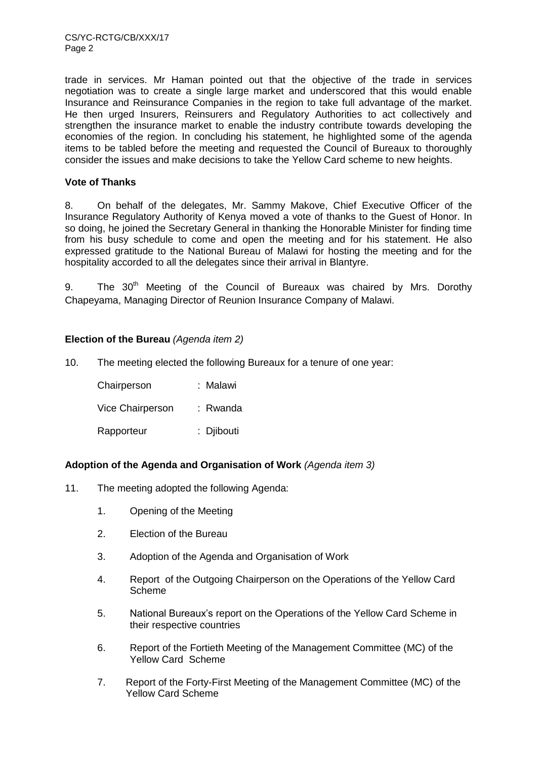trade in services. Mr Haman pointed out that the objective of the trade in services negotiation was to create a single large market and underscored that this would enable Insurance and Reinsurance Companies in the region to take full advantage of the market. He then urged Insurers, Reinsurers and Regulatory Authorities to act collectively and strengthen the insurance market to enable the industry contribute towards developing the economies of the region. In concluding his statement, he highlighted some of the agenda items to be tabled before the meeting and requested the Council of Bureaux to thoroughly consider the issues and make decisions to take the Yellow Card scheme to new heights.

**Vote of Thanks**

8. On behalf of the delegates, Mr. Sammy Makove, Chief Executive Officer of the Insurance Regulatory Authority of Kenya moved a vote of thanks to the Guest of Honor. In so doing, he joined the Secretary General in thanking the Honorable Minister for finding time from his busy schedule to come and open the meeting and for his statement. He also expressed gratitude to the National Bureau of Malawi for hosting the meeting and for the hospitality accorded to all the delegates since their arrival in Blantyre.

9. The 30th Meeting of the Council of Bureaux was chaired by Mrs. Dorothy Chapeyama, Managing Director of Reunion Insurance Company of Malawi.

**Election of the Bureau** *(Agenda item 2)*

10. The meeting elected the following Bureaux for a tenure of one year:

Chairperson : Malawi

Vice Chairperson : Rwanda

Rapporteur : Djibouti

**Adoption of the Agenda and Organisation of Work** *(Agenda item 3)*

11. The meeting adopted the following Agenda:

1. Opening of the Meeting
2. Election of the Bureau
3. Adoption of the Agenda and Organisation of Work
4. Report of the Outgoing Chairperson on the Operations of the Yellow Card Scheme
5. National Bureaux's report on the Operations of the Yellow Card Scheme in their respective countries
6. Report of the Fortieth Meeting of the Management Committee (MC) of the Yellow Card Scheme
7. Report of the Forty-First Meeting of the Management Committee (MC) of the Yellow Card Scheme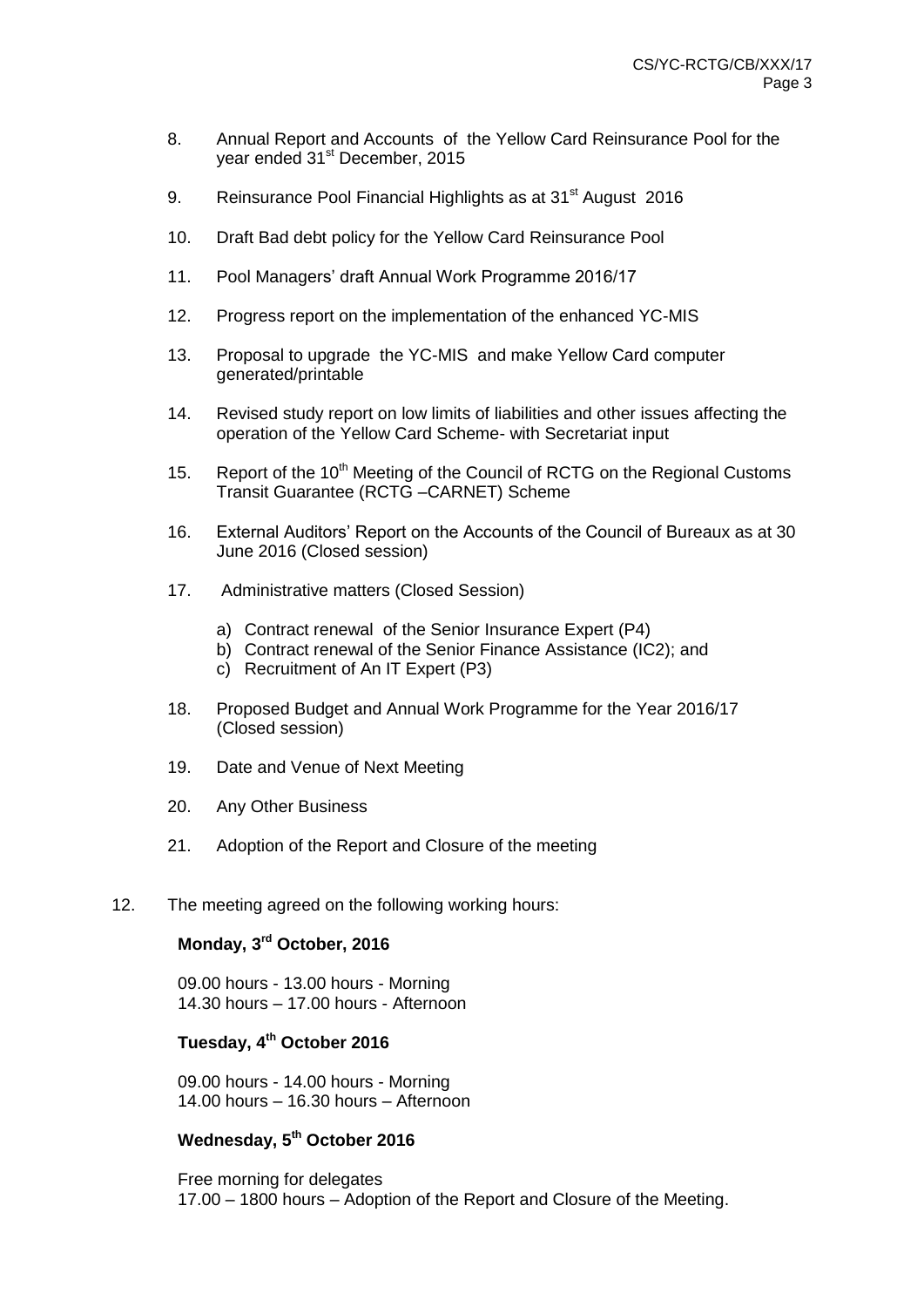8. Annual Report and Accounts of the Yellow Card Reinsurance Pool for the year ended 31st December, 2015

9. Reinsurance Pool Financial Highlights as at 31st August 2016

10. Draft Bad debt policy for the Yellow Card Reinsurance Pool

11. Pool Managers' draft Annual Work Programme 2016/17

12. Progress report on the implementation of the enhanced YC-MIS

13. Proposal to upgrade the YC-MIS and make Yellow Card computer generated/printable

14. Revised study report on low limits of liabilities and other issues affecting the operation of the Yellow Card Scheme- with Secretariat input

15. Report of the 10th Meeting of the Council of RCTG on the Regional Customs Transit Guarantee (RCTG –CARNET) Scheme

16. External Auditors' Report on the Accounts of the Council of Bureaux as at 30 June 2016 (Closed session)

17. Administrative matters (Closed Session)

    a) Contract renewal of the Senior Insurance Expert (P4)
    b) Contract renewal of the Senior Finance Assistance (IC2); and
    c) Recruitment of An IT Expert (P3)

18. Proposed Budget and Annual Work Programme for the Year 2016/17 (Closed session)

19. Date and Venue of Next Meeting

20. Any Other Business

21. Adoption of the Report and Closure of the meeting

12. The meeting agreed on the following working hours:

**Monday, 3rd October, 2016**

09.00 hours - 13.00 hours - Morning
14.30 hours – 17.00 hours - Afternoon

**Tuesday, 4th October 2016**

09.00 hours - 14.00 hours - Morning
14.00 hours – 16.30 hours – Afternoon

**Wednesday, 5th October 2016**

Free morning for delegates
17.00 – 1800 hours – Adoption of the Report and Closure of the Meeting.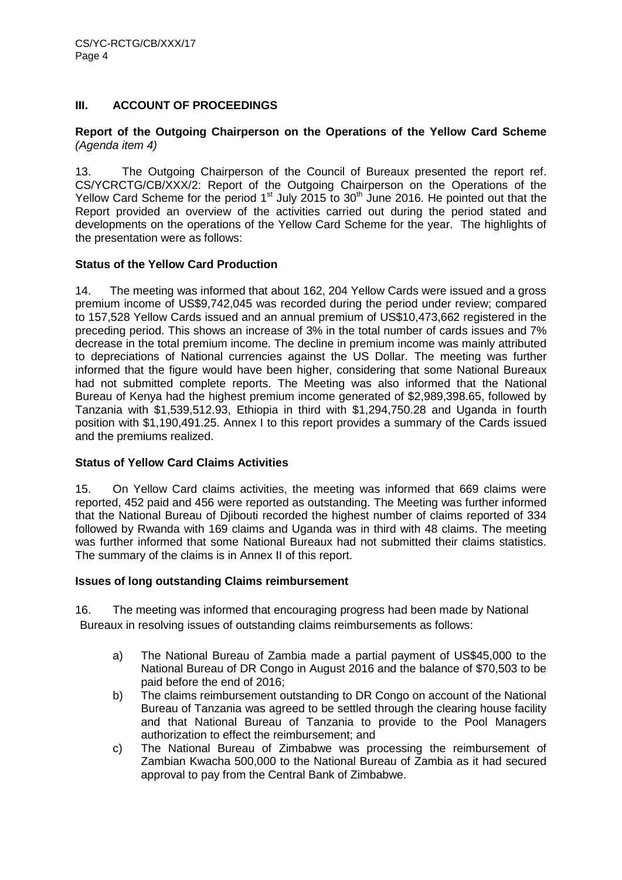## III. ACCOUNT OF PROCEEDINGS

**Report of the Outgoing Chairperson on the Operations of the Yellow Card Scheme** *(Agenda item 4)*

13. The Outgoing Chairperson of the Council of Bureaux presented the report ref. CS/YCRCTG/CB/XXX/2: Report of the Outgoing Chairperson on the Operations of the Yellow Card Scheme for the period 1st July 2015 to 30th June 2016. He pointed out that the Report provided an overview of the activities carried out during the period stated and developments on the operations of the Yellow Card Scheme for the year. The highlights of the presentation were as follows:

**Status of the Yellow Card Production**

14. The meeting was informed that about 162, 204 Yellow Cards were issued and a gross premium income of US$9,742,045 was recorded during the period under review; compared to 157,528 Yellow Cards issued and an annual premium of US$10,473,662 registered in the preceding period. This shows an increase of 3% in the total number of cards issues and 7% decrease in the total premium income. The decline in premium income was mainly attributed to depreciations of National currencies against the US Dollar. The meeting was further informed that the figure would have been higher, considering that some National Bureaux had not submitted complete reports. The Meeting was also informed that the National Bureau of Kenya had the highest premium income generated of $2,989,398.65, followed by Tanzania with $1,539,512.93, Ethiopia in third with $1,294,750.28 and Uganda in fourth position with $1,190,491.25. Annex I to this report provides a summary of the Cards issued and the premiums realized.

**Status of Yellow Card Claims Activities**

15. On Yellow Card claims activities, the meeting was informed that 669 claims were reported, 452 paid and 456 were reported as outstanding. The Meeting was further informed that the National Bureau of Djibouti recorded the highest number of claims reported of 334 followed by Rwanda with 169 claims and Uganda was in third with 48 claims. The meeting was further informed that some National Bureaux had not submitted their claims statistics. The summary of the claims is in Annex II of this report.

**Issues of long outstanding Claims reimbursement**

16. The meeting was informed that encouraging progress had been made by National Bureaux in resolving issues of outstanding claims reimbursements as follows:

a) The National Bureau of Zambia made a partial payment of US$45,000 to the National Bureau of DR Congo in August 2016 and the balance of $70,503 to be paid before the end of 2016;

b) The claims reimbursement outstanding to DR Congo on account of the National Bureau of Tanzania was agreed to be settled through the clearing house facility and that National Bureau of Tanzania to provide to the Pool Managers authorization to effect the reimbursement; and

c) The National Bureau of Zimbabwe was processing the reimbursement of Zambian Kwacha 500,000 to the National Bureau of Zambia as it had secured approval to pay from the Central Bank of Zimbabwe.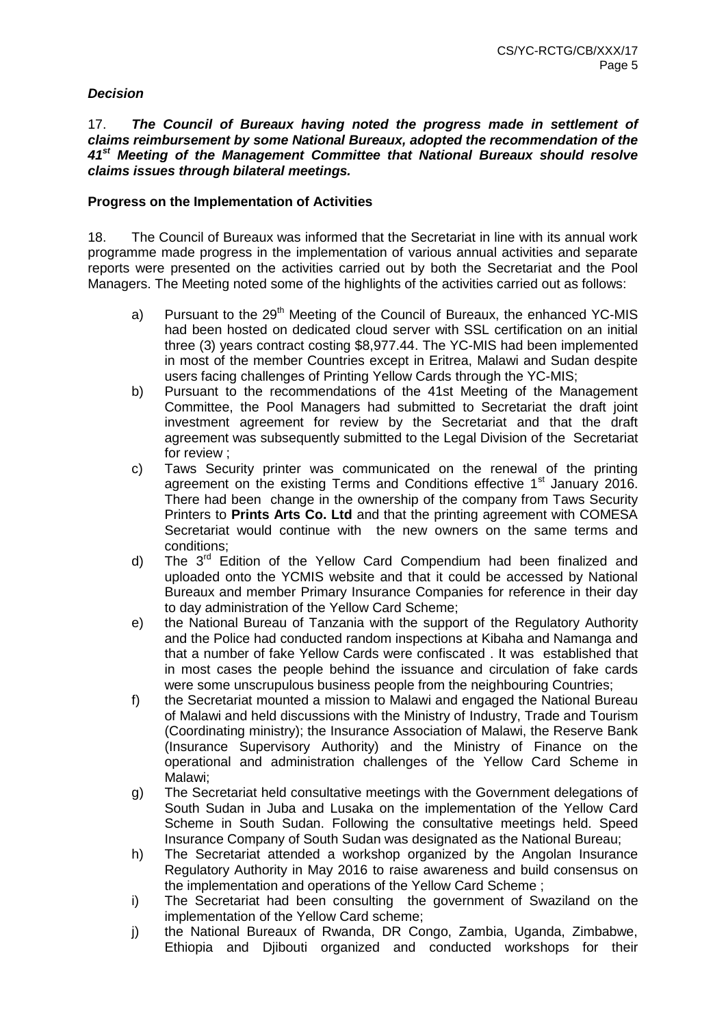***Decision***

17. ***The Council of Bureaux having noted the progress made in settlement of claims reimbursement by some National Bureaux, adopted the recommendation of the 41st Meeting of the Management Committee that National Bureaux should resolve claims issues through bilateral meetings.***

**Progress on the Implementation of Activities**

18. The Council of Bureaux was informed that the Secretariat in line with its annual work programme made progress in the implementation of various annual activities and separate reports were presented on the activities carried out by both the Secretariat and the Pool Managers. The Meeting noted some of the highlights of the activities carried out as follows:

a) Pursuant to the 29th Meeting of the Council of Bureaux, the enhanced YC-MIS had been hosted on dedicated cloud server with SSL certification on an initial three (3) years contract costing $8,977.44. The YC-MIS had been implemented in most of the member Countries except in Eritrea, Malawi and Sudan despite users facing challenges of Printing Yellow Cards through the YC-MIS;

b) Pursuant to the recommendations of the 41st Meeting of the Management Committee, the Pool Managers had submitted to Secretariat the draft joint investment agreement for review by the Secretariat and that the draft agreement was subsequently submitted to the Legal Division of the Secretariat for review ;

c) Taws Security printer was communicated on the renewal of the printing agreement on the existing Terms and Conditions effective 1st January 2016. There had been change in the ownership of the company from Taws Security Printers to **Prints Arts Co. Ltd** and that the printing agreement with COMESA Secretariat would continue with the new owners on the same terms and conditions;

d) The 3rd Edition of the Yellow Card Compendium had been finalized and uploaded onto the YCMIS website and that it could be accessed by National Bureaux and member Primary Insurance Companies for reference in their day to day administration of the Yellow Card Scheme;

e) the National Bureau of Tanzania with the support of the Regulatory Authority and the Police had conducted random inspections at Kibaha and Namanga and that a number of fake Yellow Cards were confiscated . It was established that in most cases the people behind the issuance and circulation of fake cards were some unscrupulous business people from the neighbouring Countries;

f) the Secretariat mounted a mission to Malawi and engaged the National Bureau of Malawi and held discussions with the Ministry of Industry, Trade and Tourism (Coordinating ministry); the Insurance Association of Malawi, the Reserve Bank (Insurance Supervisory Authority) and the Ministry of Finance on the operational and administration challenges of the Yellow Card Scheme in Malawi;

g) The Secretariat held consultative meetings with the Government delegations of South Sudan in Juba and Lusaka on the implementation of the Yellow Card Scheme in South Sudan. Following the consultative meetings held. Speed Insurance Company of South Sudan was designated as the National Bureau;

h) The Secretariat attended a workshop organized by the Angolan Insurance Regulatory Authority in May 2016 to raise awareness and build consensus on the implementation and operations of the Yellow Card Scheme ;

i) The Secretariat had been consulting the government of Swaziland on the implementation of the Yellow Card scheme;

j) the National Bureaux of Rwanda, DR Congo, Zambia, Uganda, Zimbabwe, Ethiopia and Djibouti organized and conducted workshops for their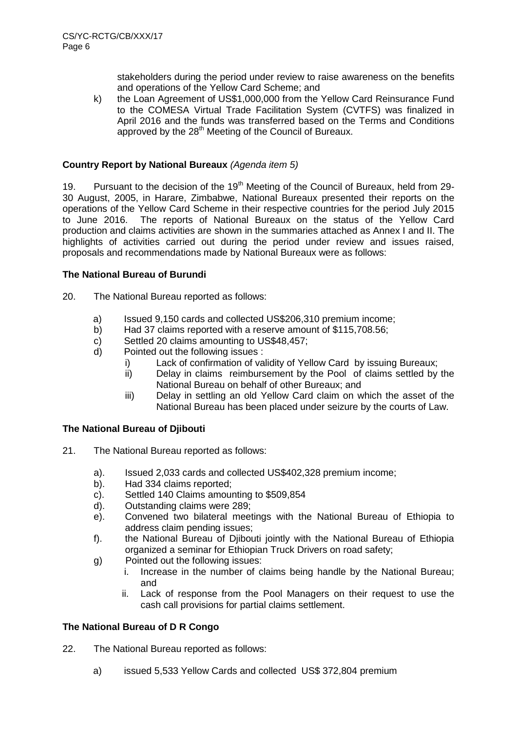stakeholders during the period under review to raise awareness on the benefits and operations of the Yellow Card Scheme; and

k) the Loan Agreement of US$1,000,000 from the Yellow Card Reinsurance Fund to the COMESA Virtual Trade Facilitation System (CVTFS) was finalized in April 2016 and the funds was transferred based on the Terms and Conditions approved by the 28th Meeting of the Council of Bureaux.

**Country Report by National Bureaux** *(Agenda item 5)*

19. Pursuant to the decision of the 19th Meeting of the Council of Bureaux, held from 29-30 August, 2005, in Harare, Zimbabwe, National Bureaux presented their reports on the operations of the Yellow Card Scheme in their respective countries for the period July 2015 to June 2016. The reports of National Bureaux on the status of the Yellow Card production and claims activities are shown in the summaries attached as Annex I and II. The highlights of activities carried out during the period under review and issues raised, proposals and recommendations made by National Bureaux were as follows:

**The National Bureau of Burundi**

20. The National Bureau reported as follows:

a) Issued 9,150 cards and collected US$206,310 premium income;
b) Had 37 claims reported with a reserve amount of $115,708.56;
c) Settled 20 claims amounting to US$48,457;
d) Pointed out the following issues :
   i) Lack of confirmation of validity of Yellow Card by issuing Bureaux;
   ii) Delay in claims reimbursement by the Pool of claims settled by the National Bureau on behalf of other Bureaux; and
   iii) Delay in settling an old Yellow Card claim on which the asset of the National Bureau has been placed under seizure by the courts of Law.

**The National Bureau of Djibouti**

21. The National Bureau reported as follows:

a). Issued 2,033 cards and collected US$402,328 premium income;
b). Had 334 claims reported;
c). Settled 140 Claims amounting to $509,854
d). Outstanding claims were 289;
e). Convened two bilateral meetings with the National Bureau of Ethiopia to address claim pending issues;
f). the National Bureau of Djibouti jointly with the National Bureau of Ethiopia organized a seminar for Ethiopian Truck Drivers on road safety;
g) Pointed out the following issues:
   i. Increase in the number of claims being handle by the National Bureau; and
   ii. Lack of response from the Pool Managers on their request to use the cash call provisions for partial claims settlement.

**The National Bureau of D R Congo**

22. The National Bureau reported as follows:

a) issued 5,533 Yellow Cards and collected US$ 372,804 premium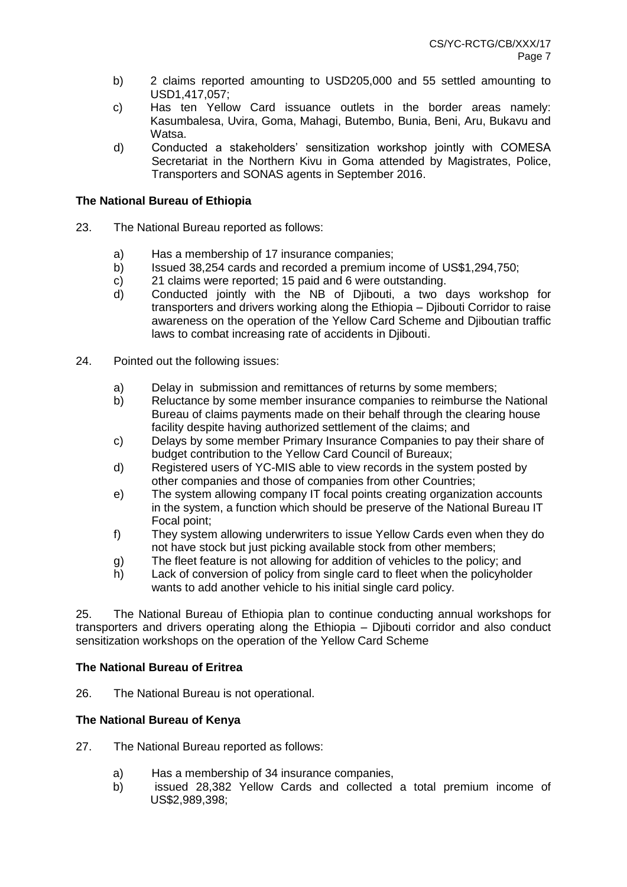b) 2 claims reported amounting to USD205,000 and 55 settled amounting to USD1,417,057;

c) Has ten Yellow Card issuance outlets in the border areas namely: Kasumbalesa, Uvira, Goma, Mahagi, Butembo, Bunia, Beni, Aru, Bukavu and Watsa.

d) Conducted a stakeholders' sensitization workshop jointly with COMESA Secretariat in the Northern Kivu in Goma attended by Magistrates, Police, Transporters and SONAS agents in September 2016.

**The National Bureau of Ethiopia**

23. The National Bureau reported as follows:

a) Has a membership of 17 insurance companies;
b) Issued 38,254 cards and recorded a premium income of US$1,294,750;
c) 21 claims were reported; 15 paid and 6 were outstanding.
d) Conducted jointly with the NB of Djibouti, a two days workshop for transporters and drivers working along the Ethiopia – Djibouti Corridor to raise awareness on the operation of the Yellow Card Scheme and Djiboutian traffic laws to combat increasing rate of accidents in Djibouti.

24. Pointed out the following issues:

a) Delay in submission and remittances of returns by some members;
b) Reluctance by some member insurance companies to reimburse the National Bureau of claims payments made on their behalf through the clearing house facility despite having authorized settlement of the claims; and
c) Delays by some member Primary Insurance Companies to pay their share of budget contribution to the Yellow Card Council of Bureaux;
d) Registered users of YC-MIS able to view records in the system posted by other companies and those of companies from other Countries;
e) The system allowing company IT focal points creating organization accounts in the system, a function which should be preserve of the National Bureau IT Focal point;
f) They system allowing underwriters to issue Yellow Cards even when they do not have stock but just picking available stock from other members;
g) The fleet feature is not allowing for addition of vehicles to the policy; and
h) Lack of conversion of policy from single card to fleet when the policyholder wants to add another vehicle to his initial single card policy.

25. The National Bureau of Ethiopia plan to continue conducting annual workshops for transporters and drivers operating along the Ethiopia – Djibouti corridor and also conduct sensitization workshops on the operation of the Yellow Card Scheme

**The National Bureau of Eritrea**

26. The National Bureau is not operational.

**The National Bureau of Kenya**

27. The National Bureau reported as follows:

a) Has a membership of 34 insurance companies,
b) issued 28,382 Yellow Cards and collected a total premium income of US$2,989,398;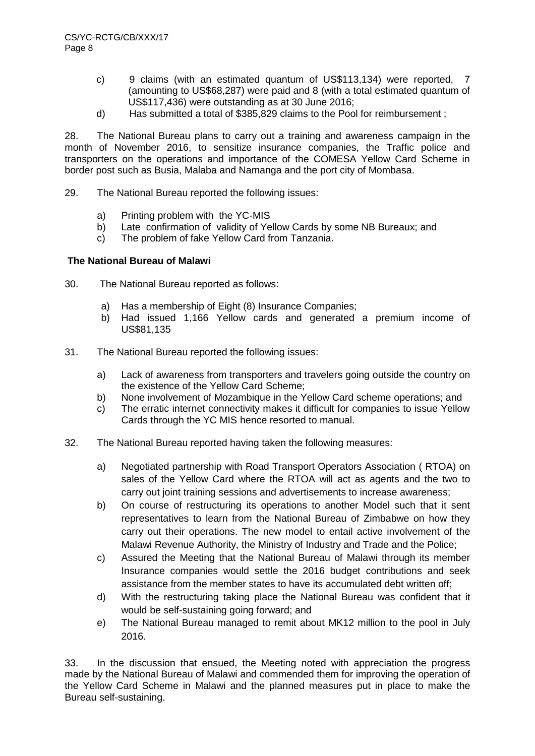c) 9 claims (with an estimated quantum of US$113,134) were reported, 7 (amounting to US$68,287) were paid and 8 (with a total estimated quantum of US$117,436) were outstanding as at 30 June 2016;

d) Has submitted a total of $385,829 claims to the Pool for reimbursement ;

28. The National Bureau plans to carry out a training and awareness campaign in the month of November 2016, to sensitize insurance companies, the Traffic police and transporters on the operations and importance of the COMESA Yellow Card Scheme in border post such as Busia, Malaba and Namanga and the port city of Mombasa.

29. The National Bureau reported the following issues:

a) Printing problem with the YC-MIS
b) Late confirmation of validity of Yellow Cards by some NB Bureaux; and
c) The problem of fake Yellow Card from Tanzania.

**The National Bureau of Malawi**

30. The National Bureau reported as follows:

a) Has a membership of Eight (8) Insurance Companies;
b) Had issued 1,166 Yellow cards and generated a premium income of US$81,135

31. The National Bureau reported the following issues:

a) Lack of awareness from transporters and travelers going outside the country on the existence of the Yellow Card Scheme;
b) None involvement of Mozambique in the Yellow Card scheme operations; and
c) The erratic internet connectivity makes it difficult for companies to issue Yellow Cards through the YC MIS hence resorted to manual.

32. The National Bureau reported having taken the following measures:

a) Negotiated partnership with Road Transport Operators Association ( RTOA) on sales of the Yellow Card where the RTOA will act as agents and the two to carry out joint training sessions and advertisements to increase awareness;
b) On course of restructuring its operations to another Model such that it sent representatives to learn from the National Bureau of Zimbabwe on how they carry out their operations. The new model to entail active involvement of the Malawi Revenue Authority, the Ministry of Industry and Trade and the Police;
c) Assured the Meeting that the National Bureau of Malawi through its member Insurance companies would settle the 2016 budget contributions and seek assistance from the member states to have its accumulated debt written off;
d) With the restructuring taking place the National Bureau was confident that it would be self-sustaining going forward; and
e) The National Bureau managed to remit about MK12 million to the pool in July 2016.

33. In the discussion that ensued, the Meeting noted with appreciation the progress made by the National Bureau of Malawi and commended them for improving the operation of the Yellow Card Scheme in Malawi and the planned measures put in place to make the Bureau self-sustaining.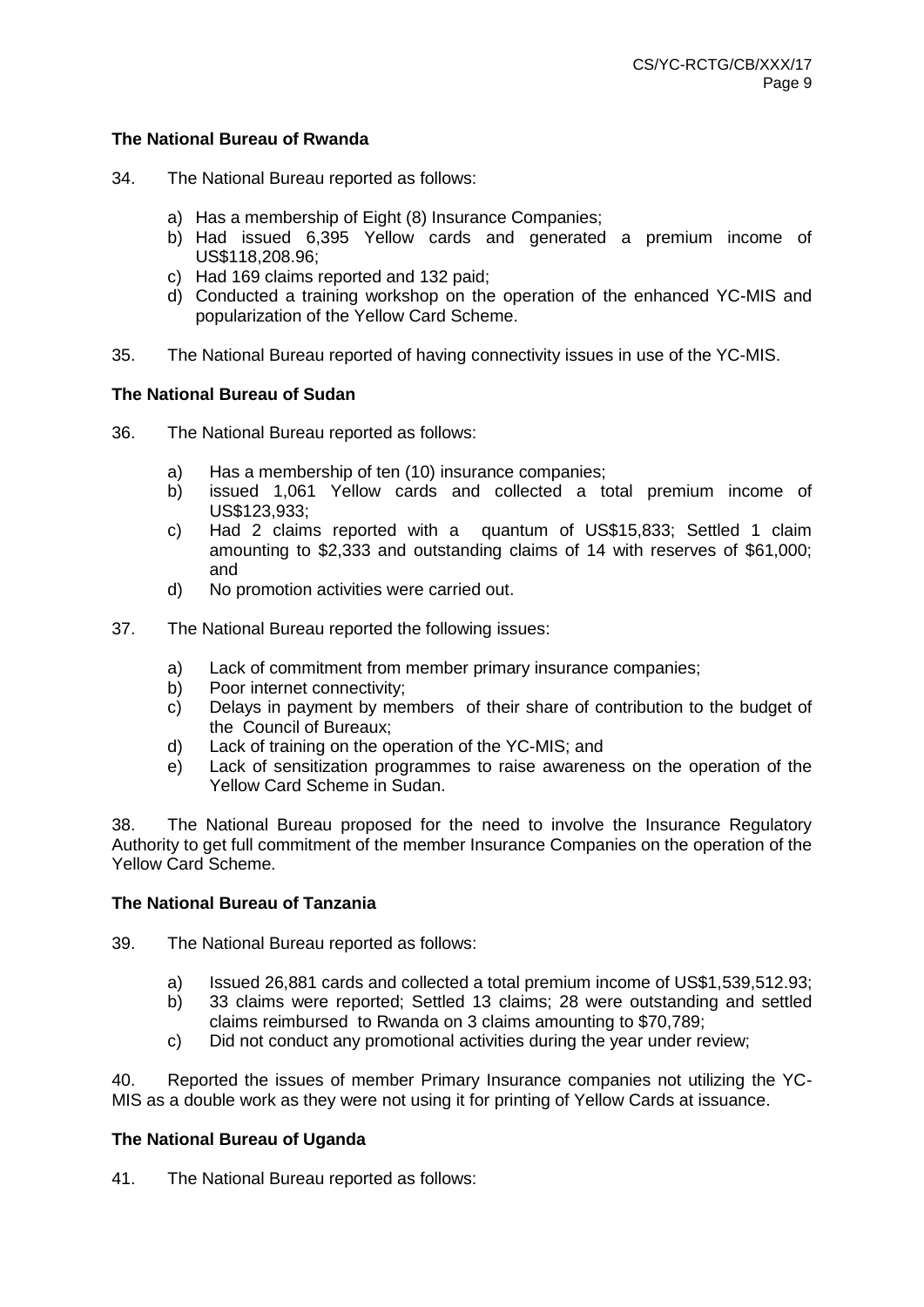**The National Bureau of Rwanda**

34. The National Bureau reported as follows:

    a) Has a membership of Eight (8) Insurance Companies;
    b) Had issued 6,395 Yellow cards and generated a premium income of US$118,208.96;
    c) Had 169 claims reported and 132 paid;
    d) Conducted a training workshop on the operation of the enhanced YC-MIS and popularization of the Yellow Card Scheme.

35. The National Bureau reported of having connectivity issues in use of the YC-MIS.

**The National Bureau of Sudan**

36. The National Bureau reported as follows:

    a) Has a membership of ten (10) insurance companies;
    b) issued 1,061 Yellow cards and collected a total premium income of US$123,933;
    c) Had 2 claims reported with a quantum of US$15,833; Settled 1 claim amounting to $2,333 and outstanding claims of 14 with reserves of $61,000; and
    d) No promotion activities were carried out.

37. The National Bureau reported the following issues:

    a) Lack of commitment from member primary insurance companies;
    b) Poor internet connectivity;
    c) Delays in payment by members of their share of contribution to the budget of the Council of Bureaux;
    d) Lack of training on the operation of the YC-MIS; and
    e) Lack of sensitization programmes to raise awareness on the operation of the Yellow Card Scheme in Sudan.

38. The National Bureau proposed for the need to involve the Insurance Regulatory Authority to get full commitment of the member Insurance Companies on the operation of the Yellow Card Scheme.

**The National Bureau of Tanzania**

39. The National Bureau reported as follows:

    a) Issued 26,881 cards and collected a total premium income of US$1,539,512.93;
    b) 33 claims were reported; Settled 13 claims; 28 were outstanding and settled claims reimbursed to Rwanda on 3 claims amounting to $70,789;
    c) Did not conduct any promotional activities during the year under review;

40. Reported the issues of member Primary Insurance companies not utilizing the YC-MIS as a double work as they were not using it for printing of Yellow Cards at issuance.

**The National Bureau of Uganda**

41. The National Bureau reported as follows: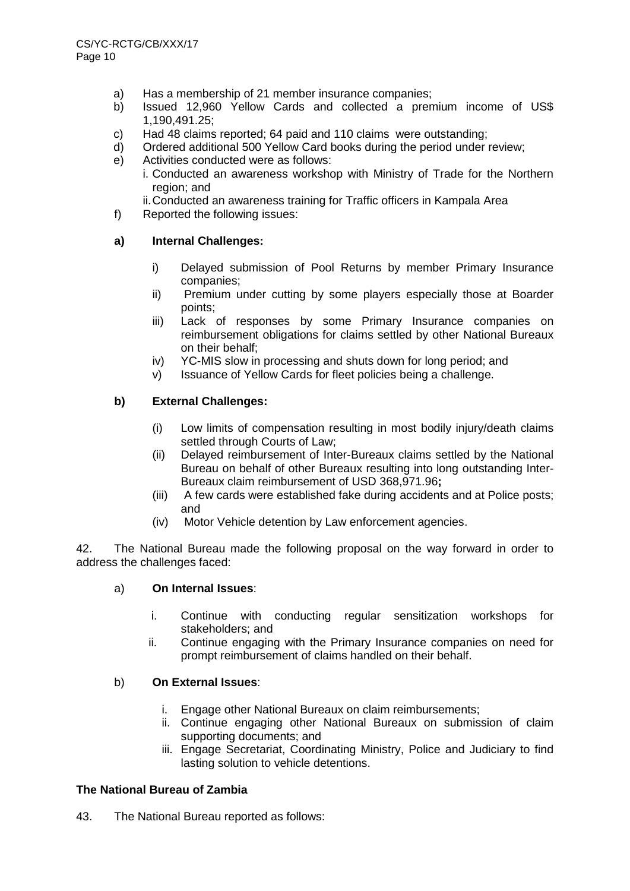a) Has a membership of 21 member insurance companies;
b) Issued 12,960 Yellow Cards and collected a premium income of US$ 1,190,491.25;
c) Had 48 claims reported; 64 paid and 110 claims were outstanding;
d) Ordered additional 500 Yellow Card books during the period under review;
e) Activities conducted were as follows:
   i. Conducted an awareness workshop with Ministry of Trade for the Northern region; and
   ii. Conducted an awareness training for Traffic officers in Kampala Area
f) Reported the following issues:

**a) Internal Challenges:**

i) Delayed submission of Pool Returns by member Primary Insurance companies;
ii) Premium under cutting by some players especially those at Boarder points;
iii) Lack of responses by some Primary Insurance companies on reimbursement obligations for claims settled by other National Bureaux on their behalf;
iv) YC-MIS slow in processing and shuts down for long period; and
v) Issuance of Yellow Cards for fleet policies being a challenge.

**b) External Challenges:**

(i) Low limits of compensation resulting in most bodily injury/death claims settled through Courts of Law;
(ii) Delayed reimbursement of Inter-Bureaux claims settled by the National Bureau on behalf of other Bureaux resulting into long outstanding Inter-Bureaux claim reimbursement of USD 368,971.96**;**
(iii) A few cards were established fake during accidents and at Police posts; and
(iv) Motor Vehicle detention by Law enforcement agencies.

42. The National Bureau made the following proposal on the way forward in order to address the challenges faced:

a) **On Internal Issues**:

   i. Continue with conducting regular sensitization workshops for stakeholders; and
   ii. Continue engaging with the Primary Insurance companies on need for prompt reimbursement of claims handled on their behalf.

b) **On External Issues**:

   i. Engage other National Bureaux on claim reimbursements;
   ii. Continue engaging other National Bureaux on submission of claim supporting documents; and
   iii. Engage Secretariat, Coordinating Ministry, Police and Judiciary to find lasting solution to vehicle detentions.

**The National Bureau of Zambia**

43. The National Bureau reported as follows: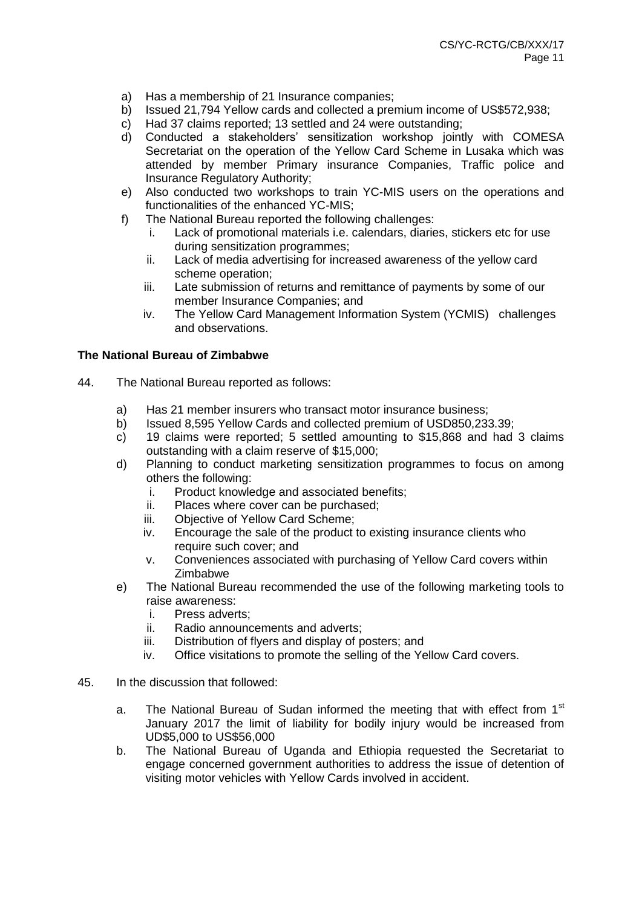a) Has a membership of 21 Insurance companies;
b) Issued 21,794 Yellow cards and collected a premium income of US$572,938;
c) Had 37 claims reported; 13 settled and 24 were outstanding;
d) Conducted a stakeholders' sensitization workshop jointly with COMESA Secretariat on the operation of the Yellow Card Scheme in Lusaka which was attended by member Primary insurance Companies, Traffic police and Insurance Regulatory Authority;
e) Also conducted two workshops to train YC-MIS users on the operations and functionalities of the enhanced YC-MIS;
f) The National Bureau reported the following challenges:
   i. Lack of promotional materials i.e. calendars, diaries, stickers etc for use during sensitization programmes;
   ii. Lack of media advertising for increased awareness of the yellow card scheme operation;
   iii. Late submission of returns and remittance of payments by some of our member Insurance Companies; and
   iv. The Yellow Card Management Information System (YCMIS) challenges and observations.

**The National Bureau of Zimbabwe**

44. The National Bureau reported as follows:

   a) Has 21 member insurers who transact motor insurance business;
   b) Issued 8,595 Yellow Cards and collected premium of USD850,233.39;
   c) 19 claims were reported; 5 settled amounting to $15,868 and had 3 claims outstanding with a claim reserve of $15,000;
   d) Planning to conduct marketing sensitization programmes to focus on among others the following:
      i. Product knowledge and associated benefits;
      ii. Places where cover can be purchased;
      iii. Objective of Yellow Card Scheme;
      iv. Encourage the sale of the product to existing insurance clients who require such cover; and
      v. Conveniences associated with purchasing of Yellow Card covers within Zimbabwe
   e) The National Bureau recommended the use of the following marketing tools to raise awareness:
      i. Press adverts;
      ii. Radio announcements and adverts;
      iii. Distribution of flyers and display of posters; and
      iv. Office visitations to promote the selling of the Yellow Card covers.

45. In the discussion that followed:

   a. The National Bureau of Sudan informed the meeting that with effect from 1st January 2017 the limit of liability for bodily injury would be increased from UD$5,000 to US$56,000
   b. The National Bureau of Uganda and Ethiopia requested the Secretariat to engage concerned government authorities to address the issue of detention of visiting motor vehicles with Yellow Cards involved in accident.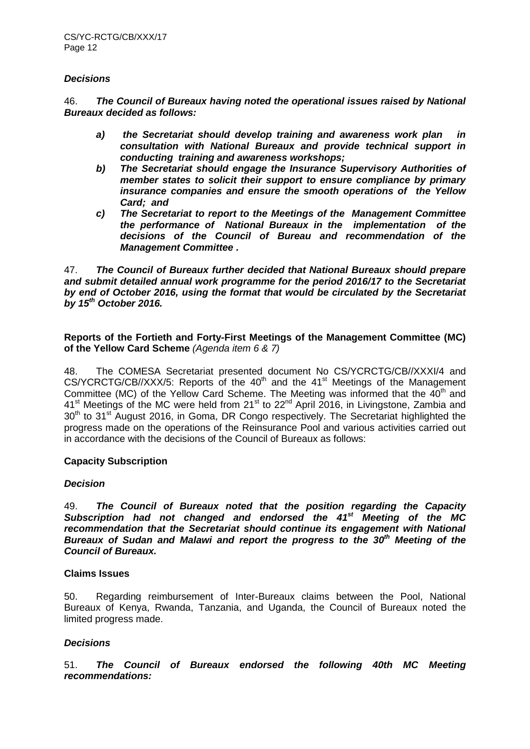### *Decisions*

46. ***The Council of Bureaux having noted the operational issues raised by National Bureaux decided as follows:***

- ***a) the Secretariat should develop training and awareness work plan in consultation with National Bureaux and provide technical support in conducting training and awareness workshops;***
- ***b) The Secretariat should engage the Insurance Supervisory Authorities of member states to solicit their support to ensure compliance by primary insurance companies and ensure the smooth operations of the Yellow Card; and***
- ***c) The Secretariat to report to the Meetings of the Management Committee the performance of National Bureaux in the implementation of the decisions of the Council of Bureau and recommendation of the Management Committee .***

47. ***The Council of Bureaux further decided that National Bureaux should prepare and submit detailed annual work programme for the period 2016/17 to the Secretariat by end of October 2016, using the format that would be circulated by the Secretariat by 15th October 2016.***

### Reports of the Fortieth and Forty-First Meetings of the Management Committee (MC) of the Yellow Card Scheme *(Agenda item 6 & 7)*

48. The COMESA Secretariat presented document No CS/YCRCTG/CB//XXXI/4 and CS/YCRCTG/CB//XXX/5: Reports of the 40th and the 41st Meetings of the Management Committee (MC) of the Yellow Card Scheme. The Meeting was informed that the 40th and 41st Meetings of the MC were held from 21st to 22nd April 2016, in Livingstone, Zambia and 30th to 31st August 2016, in Goma, DR Congo respectively. The Secretariat highlighted the progress made on the operations of the Reinsurance Pool and various activities carried out in accordance with the decisions of the Council of Bureaux as follows:

#### Capacity Subscription

##### *Decision*

49. ***The Council of Bureaux noted that the position regarding the Capacity Subscription had not changed and endorsed the 41st Meeting of the MC recommendation that the Secretariat should continue its engagement with National Bureaux of Sudan and Malawi and report the progress to the 30th Meeting of the Council of Bureaux.***

#### Claims Issues

50. Regarding reimbursement of Inter-Bureaux claims between the Pool, National Bureaux of Kenya, Rwanda, Tanzania, and Uganda, the Council of Bureaux noted the limited progress made.

##### *Decisions*

51. ***The Council of Bureaux endorsed the following 40th MC Meeting recommendations:***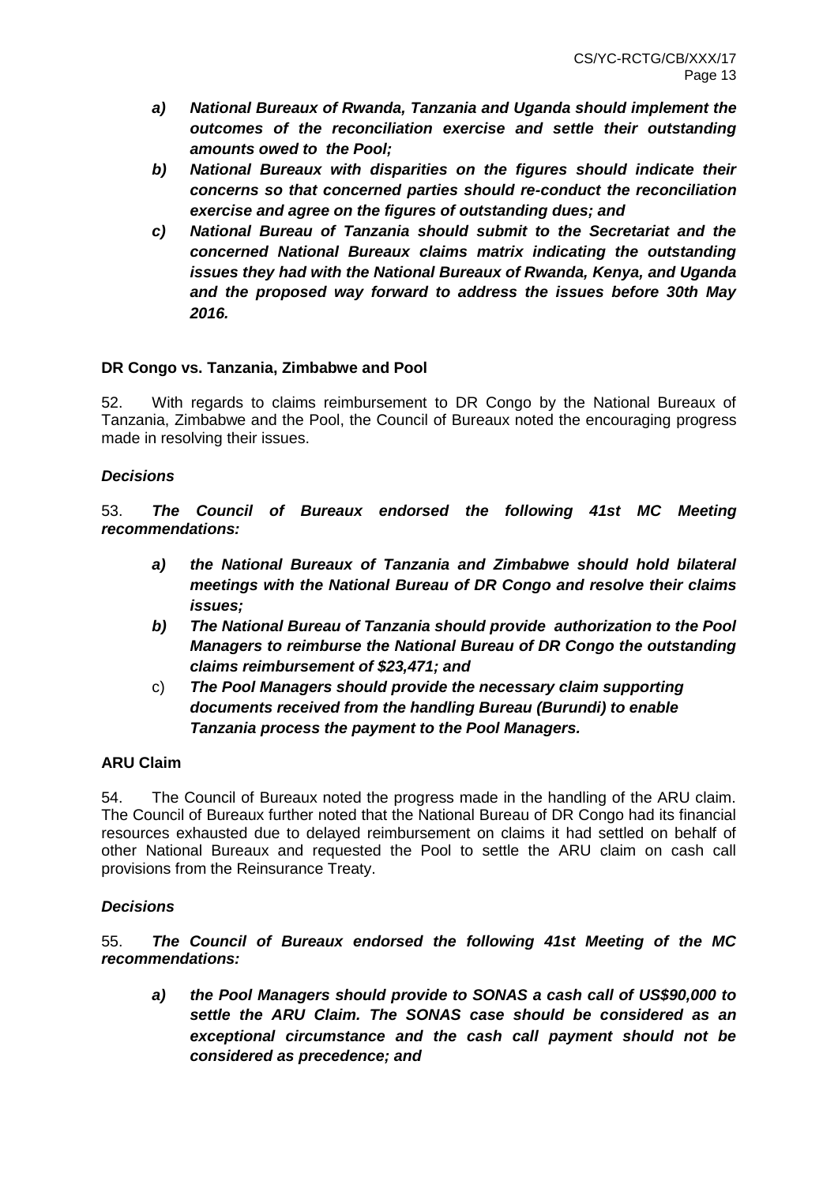- ***a) National Bureaux of Rwanda, Tanzania and Uganda should implement the outcomes of the reconciliation exercise and settle their outstanding amounts owed to the Pool;***
- ***b) National Bureaux with disparities on the figures should indicate their concerns so that concerned parties should re-conduct the reconciliation exercise and agree on the figures of outstanding dues; and***
- ***c) National Bureau of Tanzania should submit to the Secretariat and the concerned National Bureaux claims matrix indicating the outstanding issues they had with the National Bureaux of Rwanda, Kenya, and Uganda and the proposed way forward to address the issues before 30th May 2016.***

**DR Congo vs. Tanzania, Zimbabwe and Pool**

52. With regards to claims reimbursement to DR Congo by the National Bureaux of Tanzania, Zimbabwe and the Pool, the Council of Bureaux noted the encouraging progress made in resolving their issues.

***Decisions***

53. ***The Council of Bureaux endorsed the following 41st MC Meeting recommendations:***

- ***a) the National Bureaux of Tanzania and Zimbabwe should hold bilateral meetings with the National Bureau of DR Congo and resolve their claims issues;***
- ***b) The National Bureau of Tanzania should provide authorization to the Pool Managers to reimburse the National Bureau of DR Congo the outstanding claims reimbursement of $23,471; and***
- c) ***The Pool Managers should provide the necessary claim supporting documents received from the handling Bureau (Burundi) to enable Tanzania process the payment to the Pool Managers.***

**ARU Claim**

54. The Council of Bureaux noted the progress made in the handling of the ARU claim. The Council of Bureaux further noted that the National Bureau of DR Congo had its financial resources exhausted due to delayed reimbursement on claims it had settled on behalf of other National Bureaux and requested the Pool to settle the ARU claim on cash call provisions from the Reinsurance Treaty.

***Decisions***

55. ***The Council of Bureaux endorsed the following 41st Meeting of the MC recommendations:***

- ***a) the Pool Managers should provide to SONAS a cash call of US$90,000 to settle the ARU Claim. The SONAS case should be considered as an exceptional circumstance and the cash call payment should not be considered as precedence; and***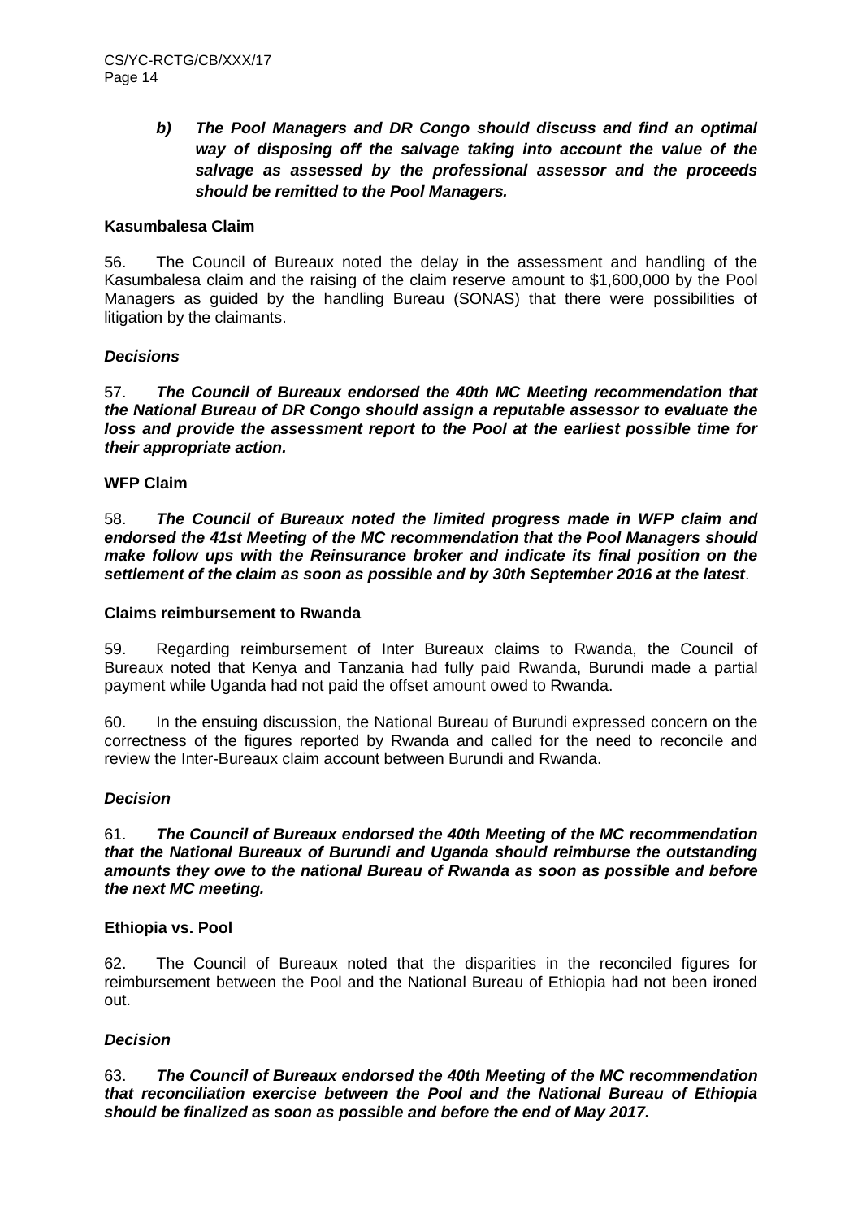***b) The Pool Managers and DR Congo should discuss and find an optimal way of disposing off the salvage taking into account the value of the salvage as assessed by the professional assessor and the proceeds should be remitted to the Pool Managers.***

**Kasumbalesa Claim**

56. The Council of Bureaux noted the delay in the assessment and handling of the Kasumbalesa claim and the raising of the claim reserve amount to $1,600,000 by the Pool Managers as guided by the handling Bureau (SONAS) that there were possibilities of litigation by the claimants.

***Decisions***

57. ***The Council of Bureaux endorsed the 40th MC Meeting recommendation that the National Bureau of DR Congo should assign a reputable assessor to evaluate the loss and provide the assessment report to the Pool at the earliest possible time for their appropriate action.***

**WFP Claim**

58. ***The Council of Bureaux noted the limited progress made in WFP claim and endorsed the 41st Meeting of the MC recommendation that the Pool Managers should make follow ups with the Reinsurance broker and indicate its final position on the settlement of the claim as soon as possible and by 30th September 2016 at the latest***.

**Claims reimbursement to Rwanda**

59. Regarding reimbursement of Inter Bureaux claims to Rwanda, the Council of Bureaux noted that Kenya and Tanzania had fully paid Rwanda, Burundi made a partial payment while Uganda had not paid the offset amount owed to Rwanda.

60. In the ensuing discussion, the National Bureau of Burundi expressed concern on the correctness of the figures reported by Rwanda and called for the need to reconcile and review the Inter-Bureaux claim account between Burundi and Rwanda.

***Decision***

61. ***The Council of Bureaux endorsed the 40th Meeting of the MC recommendation that the National Bureaux of Burundi and Uganda should reimburse the outstanding amounts they owe to the national Bureau of Rwanda as soon as possible and before the next MC meeting.***

**Ethiopia vs. Pool**

62. The Council of Bureaux noted that the disparities in the reconciled figures for reimbursement between the Pool and the National Bureau of Ethiopia had not been ironed out.

***Decision***

63. ***The Council of Bureaux endorsed the 40th Meeting of the MC recommendation that reconciliation exercise between the Pool and the National Bureau of Ethiopia should be finalized as soon as possible and before the end of May 2017.***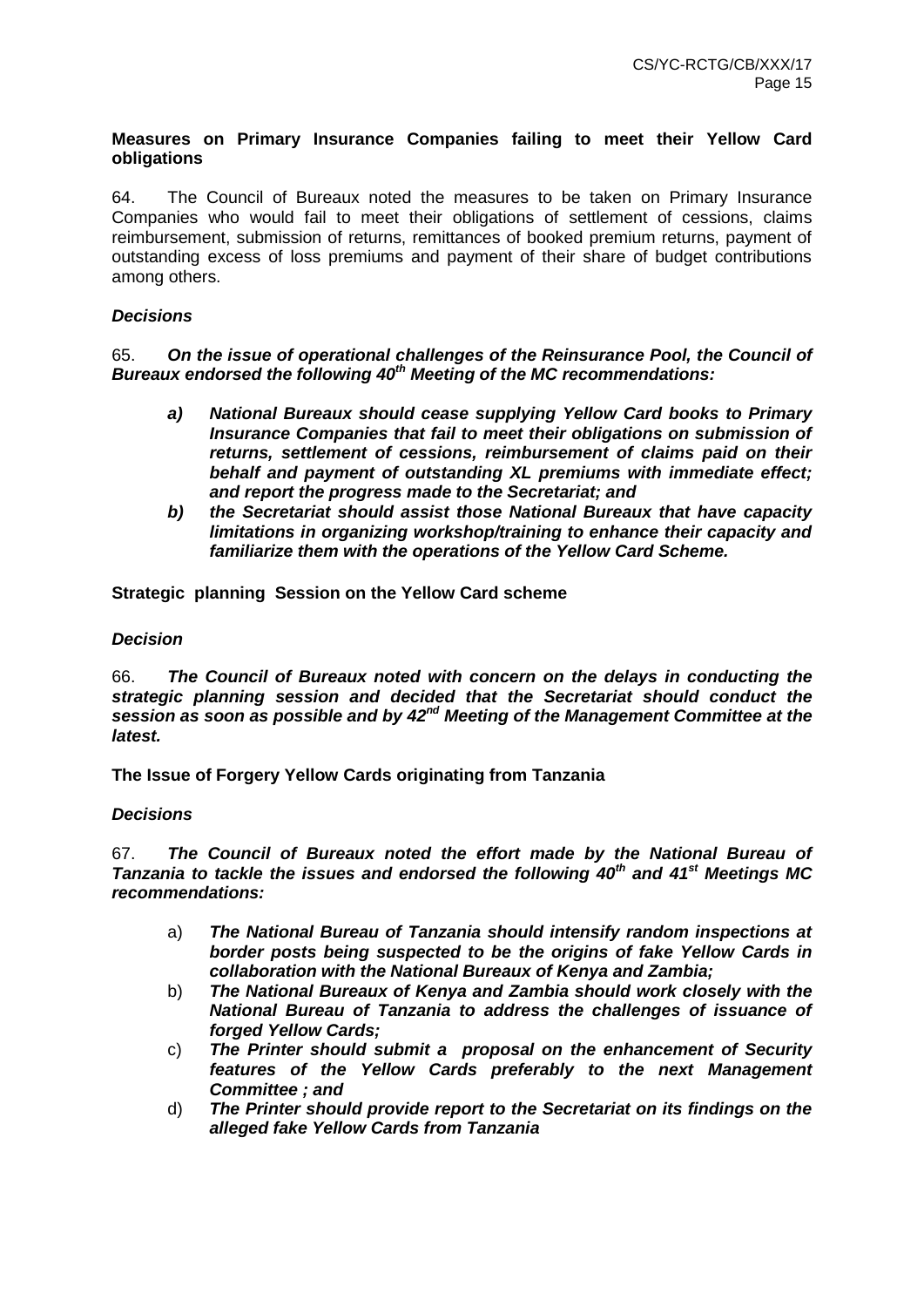**Measures on Primary Insurance Companies failing to meet their Yellow Card obligations**

64. The Council of Bureaux noted the measures to be taken on Primary Insurance Companies who would fail to meet their obligations of settlement of cessions, claims reimbursement, submission of returns, remittances of booked premium returns, payment of outstanding excess of loss premiums and payment of their share of budget contributions among others.

***Decisions***

65. ***On the issue of operational challenges of the Reinsurance Pool, the Council of Bureaux endorsed the following 40th Meeting of the MC recommendations:***

- ***a) National Bureaux should cease supplying Yellow Card books to Primary Insurance Companies that fail to meet their obligations on submission of returns, settlement of cessions, reimbursement of claims paid on their behalf and payment of outstanding XL premiums with immediate effect; and report the progress made to the Secretariat; and***
- ***b) the Secretariat should assist those National Bureaux that have capacity limitations in organizing workshop/training to enhance their capacity and familiarize them with the operations of the Yellow Card Scheme.***

**Strategic planning Session on the Yellow Card scheme**

***Decision***

66. ***The Council of Bureaux noted with concern on the delays in conducting the strategic planning session and decided that the Secretariat should conduct the session as soon as possible and by 42nd Meeting of the Management Committee at the latest.***

**The Issue of Forgery Yellow Cards originating from Tanzania**

***Decisions***

67. ***The Council of Bureaux noted the effort made by the National Bureau of Tanzania to tackle the issues and endorsed the following 40th and 41st Meetings MC recommendations:***

- a) ***The National Bureau of Tanzania should intensify random inspections at border posts being suspected to be the origins of fake Yellow Cards in collaboration with the National Bureaux of Kenya and Zambia;***
- b) ***The National Bureaux of Kenya and Zambia should work closely with the National Bureau of Tanzania to address the challenges of issuance of forged Yellow Cards;***
- c) ***The Printer should submit a proposal on the enhancement of Security features of the Yellow Cards preferably to the next Management Committee ; and***
- d) ***The Printer should provide report to the Secretariat on its findings on the alleged fake Yellow Cards from Tanzania***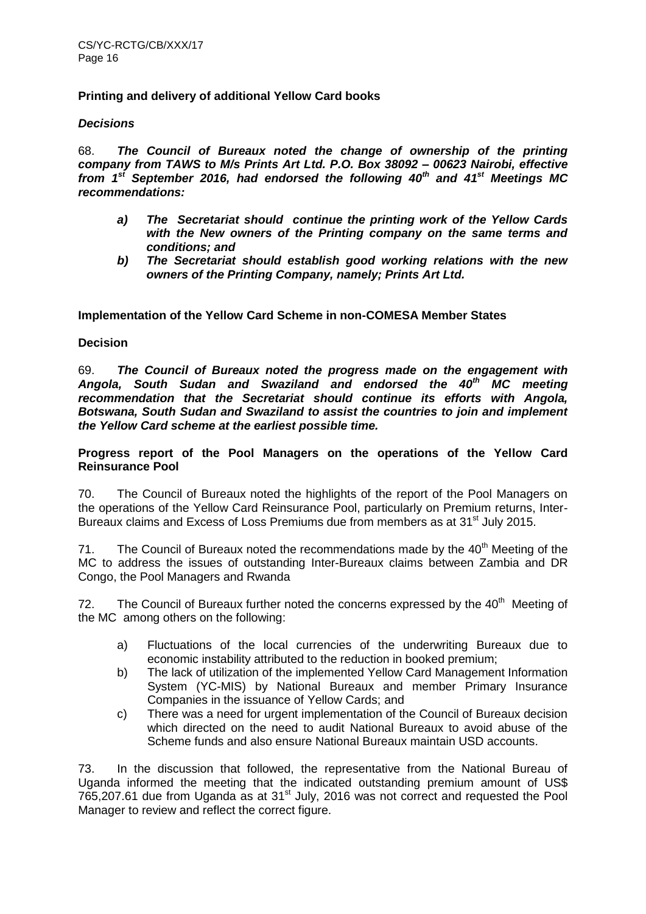**Printing and delivery of additional Yellow Card books**

***Decisions***

68. ***The Council of Bureaux noted the change of ownership of the printing company from TAWS to M/s Prints Art Ltd. P.O. Box 38092 – 00623 Nairobi, effective from 1st September 2016, had endorsed the following 40th and 41st Meetings MC recommendations:***

- ***a) The Secretariat should continue the printing work of the Yellow Cards with the New owners of the Printing company on the same terms and conditions; and***
- ***b) The Secretariat should establish good working relations with the new owners of the Printing Company, namely; Prints Art Ltd.***

**Implementation of the Yellow Card Scheme in non-COMESA Member States**

**Decision**

69. ***The Council of Bureaux noted the progress made on the engagement with Angola, South Sudan and Swaziland and endorsed the 40th MC meeting recommendation that the Secretariat should continue its efforts with Angola, Botswana, South Sudan and Swaziland to assist the countries to join and implement the Yellow Card scheme at the earliest possible time.***

**Progress report of the Pool Managers on the operations of the Yellow Card Reinsurance Pool**

70. The Council of Bureaux noted the highlights of the report of the Pool Managers on the operations of the Yellow Card Reinsurance Pool, particularly on Premium returns, Inter-Bureaux claims and Excess of Loss Premiums due from members as at 31st July 2015.

71. The Council of Bureaux noted the recommendations made by the 40th Meeting of the MC to address the issues of outstanding Inter-Bureaux claims between Zambia and DR Congo, the Pool Managers and Rwanda

72. The Council of Bureaux further noted the concerns expressed by the 40th Meeting of the MC among others on the following:

- a) Fluctuations of the local currencies of the underwriting Bureaux due to economic instability attributed to the reduction in booked premium;
- b) The lack of utilization of the implemented Yellow Card Management Information System (YC-MIS) by National Bureaux and member Primary Insurance Companies in the issuance of Yellow Cards; and
- c) There was a need for urgent implementation of the Council of Bureaux decision which directed on the need to audit National Bureaux to avoid abuse of the Scheme funds and also ensure National Bureaux maintain USD accounts.

73. In the discussion that followed, the representative from the National Bureau of Uganda informed the meeting that the indicated outstanding premium amount of US$ 765,207.61 due from Uganda as at 31st July, 2016 was not correct and requested the Pool Manager to review and reflect the correct figure.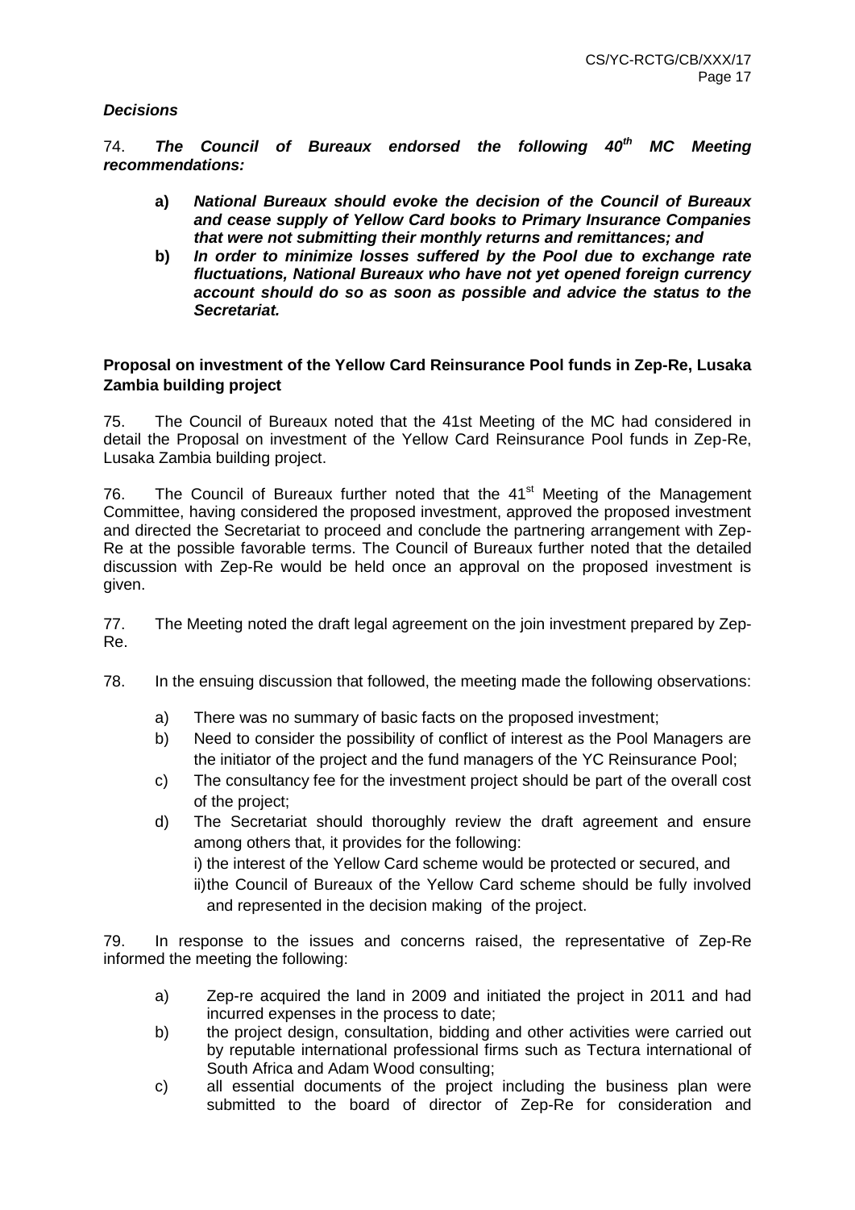***Decisions***

74. ***The Council of Bureaux endorsed the following 40th MC Meeting recommendations:***

- **a)** ***National Bureaux should evoke the decision of the Council of Bureaux and cease supply of Yellow Card books to Primary Insurance Companies that were not submitting their monthly returns and remittances; and***
- **b)** ***In order to minimize losses suffered by the Pool due to exchange rate fluctuations, National Bureaux who have not yet opened foreign currency account should do so as soon as possible and advice the status to the Secretariat.***

**Proposal on investment of the Yellow Card Reinsurance Pool funds in Zep-Re, Lusaka Zambia building project**

75. The Council of Bureaux noted that the 41st Meeting of the MC had considered in detail the Proposal on investment of the Yellow Card Reinsurance Pool funds in Zep-Re, Lusaka Zambia building project.

76. The Council of Bureaux further noted that the 41st Meeting of the Management Committee, having considered the proposed investment, approved the proposed investment and directed the Secretariat to proceed and conclude the partnering arrangement with Zep-Re at the possible favorable terms. The Council of Bureaux further noted that the detailed discussion with Zep-Re would be held once an approval on the proposed investment is given.

77. The Meeting noted the draft legal agreement on the join investment prepared by Zep-Re.

78. In the ensuing discussion that followed, the meeting made the following observations:

- a) There was no summary of basic facts on the proposed investment;
- b) Need to consider the possibility of conflict of interest as the Pool Managers are the initiator of the project and the fund managers of the YC Reinsurance Pool;
- c) The consultancy fee for the investment project should be part of the overall cost of the project;
- d) The Secretariat should thoroughly review the draft agreement and ensure among others that, it provides for the following:
  - i) the interest of the Yellow Card scheme would be protected or secured, and
  - ii) the Council of Bureaux of the Yellow Card scheme should be fully involved and represented in the decision making of the project.

79. In response to the issues and concerns raised, the representative of Zep-Re informed the meeting the following:

- a) Zep-re acquired the land in 2009 and initiated the project in 2011 and had incurred expenses in the process to date;
- b) the project design, consultation, bidding and other activities were carried out by reputable international professional firms such as Tectura international of South Africa and Adam Wood consulting;
- c) all essential documents of the project including the business plan were submitted to the board of director of Zep-Re for consideration and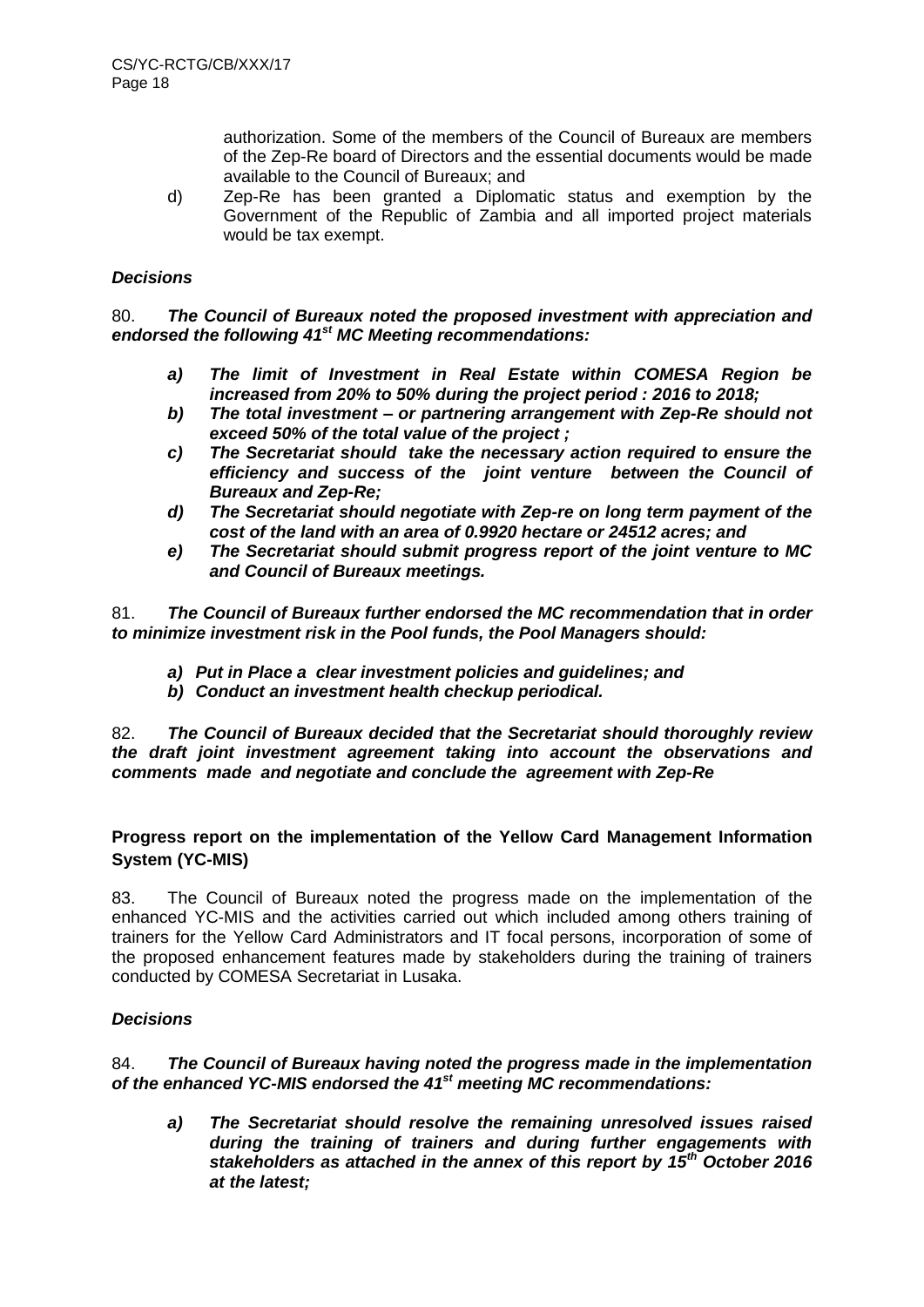authorization. Some of the members of the Council of Bureaux are members of the Zep-Re board of Directors and the essential documents would be made available to the Council of Bureaux; and

d) Zep-Re has been granted a Diplomatic status and exemption by the Government of the Republic of Zambia and all imported project materials would be tax exempt.

***Decisions***

80. ***The Council of Bureaux noted the proposed investment with appreciation and endorsed the following 41st MC Meeting recommendations:***

- ***a) The limit of Investment in Real Estate within COMESA Region be increased from 20% to 50% during the project period : 2016 to 2018;***
- ***b) The total investment – or partnering arrangement with Zep-Re should not exceed 50% of the total value of the project ;***
- ***c) The Secretariat should take the necessary action required to ensure the efficiency and success of the joint venture between the Council of Bureaux and Zep-Re;***
- ***d) The Secretariat should negotiate with Zep-re on long term payment of the cost of the land with an area of 0.9920 hectare or 24512 acres; and***
- ***e) The Secretariat should submit progress report of the joint venture to MC and Council of Bureaux meetings.***

81. ***The Council of Bureaux further endorsed the MC recommendation that in order to minimize investment risk in the Pool funds, the Pool Managers should:***

- ***a) Put in Place a clear investment policies and guidelines; and***
- ***b) Conduct an investment health checkup periodical.***

82. ***The Council of Bureaux decided that the Secretariat should thoroughly review the draft joint investment agreement taking into account the observations and comments made and negotiate and conclude the agreement with Zep-Re***

**Progress report on the implementation of the Yellow Card Management Information System (YC-MIS)**

83. The Council of Bureaux noted the progress made on the implementation of the enhanced YC-MIS and the activities carried out which included among others training of trainers for the Yellow Card Administrators and IT focal persons, incorporation of some of the proposed enhancement features made by stakeholders during the training of trainers conducted by COMESA Secretariat in Lusaka.

***Decisions***

84. ***The Council of Bureaux having noted the progress made in the implementation of the enhanced YC-MIS endorsed the 41st meeting MC recommendations:***

- ***a) The Secretariat should resolve the remaining unresolved issues raised during the training of trainers and during further engagements with stakeholders as attached in the annex of this report by 15th October 2016 at the latest;***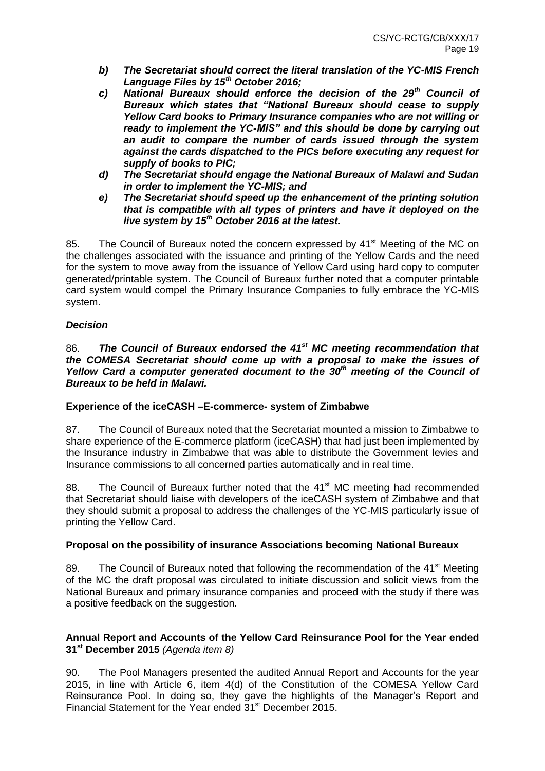- ***b) The Secretariat should correct the literal translation of the YC-MIS French Language Files by 15th October 2016;***
- ***c) National Bureaux should enforce the decision of the 29th Council of Bureaux which states that "National Bureaux should cease to supply Yellow Card books to Primary Insurance companies who are not willing or ready to implement the YC-MIS" and this should be done by carrying out an audit to compare the number of cards issued through the system against the cards dispatched to the PICs before executing any request for supply of books to PIC;***
- ***d) The Secretariat should engage the National Bureaux of Malawi and Sudan in order to implement the YC-MIS; and***
- ***e) The Secretariat should speed up the enhancement of the printing solution that is compatible with all types of printers and have it deployed on the live system by 15th October 2016 at the latest.***

85. The Council of Bureaux noted the concern expressed by 41st Meeting of the MC on the challenges associated with the issuance and printing of the Yellow Cards and the need for the system to move away from the issuance of Yellow Card using hard copy to computer generated/printable system. The Council of Bureaux further noted that a computer printable card system would compel the Primary Insurance Companies to fully embrace the YC-MIS system.

***Decision***

86. ***The Council of Bureaux endorsed the 41st MC meeting recommendation that the COMESA Secretariat should come up with a proposal to make the issues of Yellow Card a computer generated document to the 30th meeting of the Council of Bureaux to be held in Malawi.***

**Experience of the iceCASH –E-commerce- system of Zimbabwe**

87. The Council of Bureaux noted that the Secretariat mounted a mission to Zimbabwe to share experience of the E-commerce platform (iceCASH) that had just been implemented by the Insurance industry in Zimbabwe that was able to distribute the Government levies and Insurance commissions to all concerned parties automatically and in real time.

88. The Council of Bureaux further noted that the 41st MC meeting had recommended that Secretariat should liaise with developers of the iceCASH system of Zimbabwe and that they should submit a proposal to address the challenges of the YC-MIS particularly issue of printing the Yellow Card.

**Proposal on the possibility of insurance Associations becoming National Bureaux**

89. The Council of Bureaux noted that following the recommendation of the 41st Meeting of the MC the draft proposal was circulated to initiate discussion and solicit views from the National Bureaux and primary insurance companies and proceed with the study if there was a positive feedback on the suggestion.

**Annual Report and Accounts of the Yellow Card Reinsurance Pool for the Year ended 31st December 2015** *(Agenda item 8)*

90. The Pool Managers presented the audited Annual Report and Accounts for the year 2015, in line with Article 6, item 4(d) of the Constitution of the COMESA Yellow Card Reinsurance Pool. In doing so, they gave the highlights of the Manager's Report and Financial Statement for the Year ended 31st December 2015.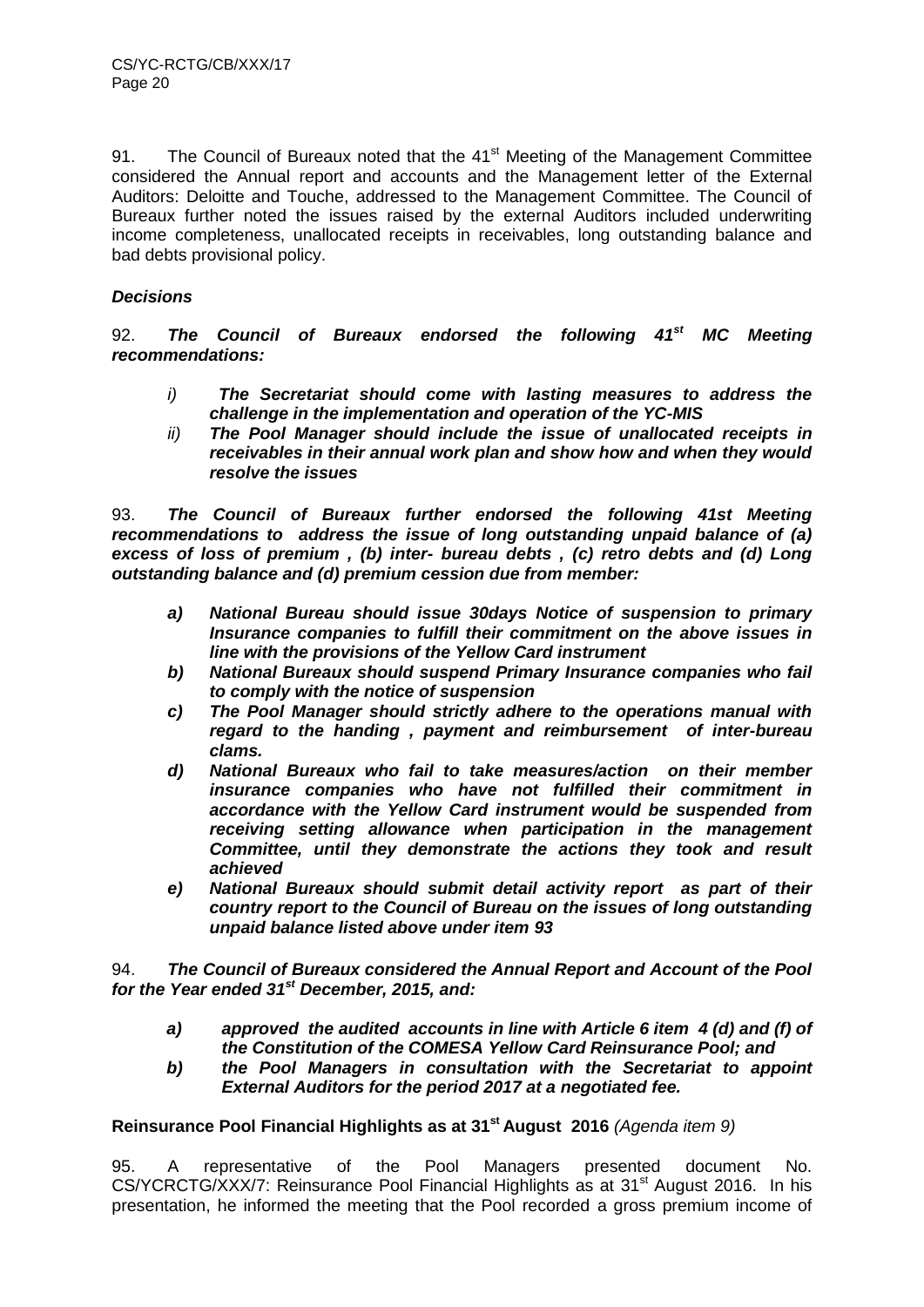91. The Council of Bureaux noted that the 41st Meeting of the Management Committee considered the Annual report and accounts and the Management letter of the External Auditors: Deloitte and Touche, addressed to the Management Committee. The Council of Bureaux further noted the issues raised by the external Auditors included underwriting income completeness, unallocated receipts in receivables, long outstanding balance and bad debts provisional policy.

***Decisions***

92. ***The Council of Bureaux endorsed the following 41st MC Meeting recommendations:***

- *i)* ***The Secretariat should come with lasting measures to address the challenge in the implementation and operation of the YC-MIS***
- *ii)* ***The Pool Manager should include the issue of unallocated receipts in receivables in their annual work plan and show how and when they would resolve the issues***

93. ***The Council of Bureaux further endorsed the following 41st Meeting recommendations to address the issue of long outstanding unpaid balance of (a) excess of loss of premium , (b) inter- bureau debts , (c) retro debts and (d) Long outstanding balance and (d) premium cession due from member:***

- ***a) National Bureau should issue 30days Notice of suspension to primary Insurance companies to fulfill their commitment on the above issues in line with the provisions of the Yellow Card instrument***
- ***b) National Bureaux should suspend Primary Insurance companies who fail to comply with the notice of suspension***
- ***c) The Pool Manager should strictly adhere to the operations manual with regard to the handing , payment and reimbursement of inter-bureau clams.***
- ***d) National Bureaux who fail to take measures/action on their member insurance companies who have not fulfilled their commitment in accordance with the Yellow Card instrument would be suspended from receiving setting allowance when participation in the management Committee, until they demonstrate the actions they took and result achieved***
- ***e) National Bureaux should submit detail activity report as part of their country report to the Council of Bureau on the issues of long outstanding unpaid balance listed above under item 93***

94. ***The Council of Bureaux considered the Annual Report and Account of the Pool for the Year ended 31st December, 2015, and:***

- ***a) approved the audited accounts in line with Article 6 item 4 (d) and (f) of the Constitution of the COMESA Yellow Card Reinsurance Pool; and***
- ***b) the Pool Managers in consultation with the Secretariat to appoint External Auditors for the period 2017 at a negotiated fee.***

**Reinsurance Pool Financial Highlights as at 31st August 2016** *(Agenda item 9)*

95. A representative of the Pool Managers presented document No. CS/YCRCTG/XXX/7: Reinsurance Pool Financial Highlights as at 31st August 2016. In his presentation, he informed the meeting that the Pool recorded a gross premium income of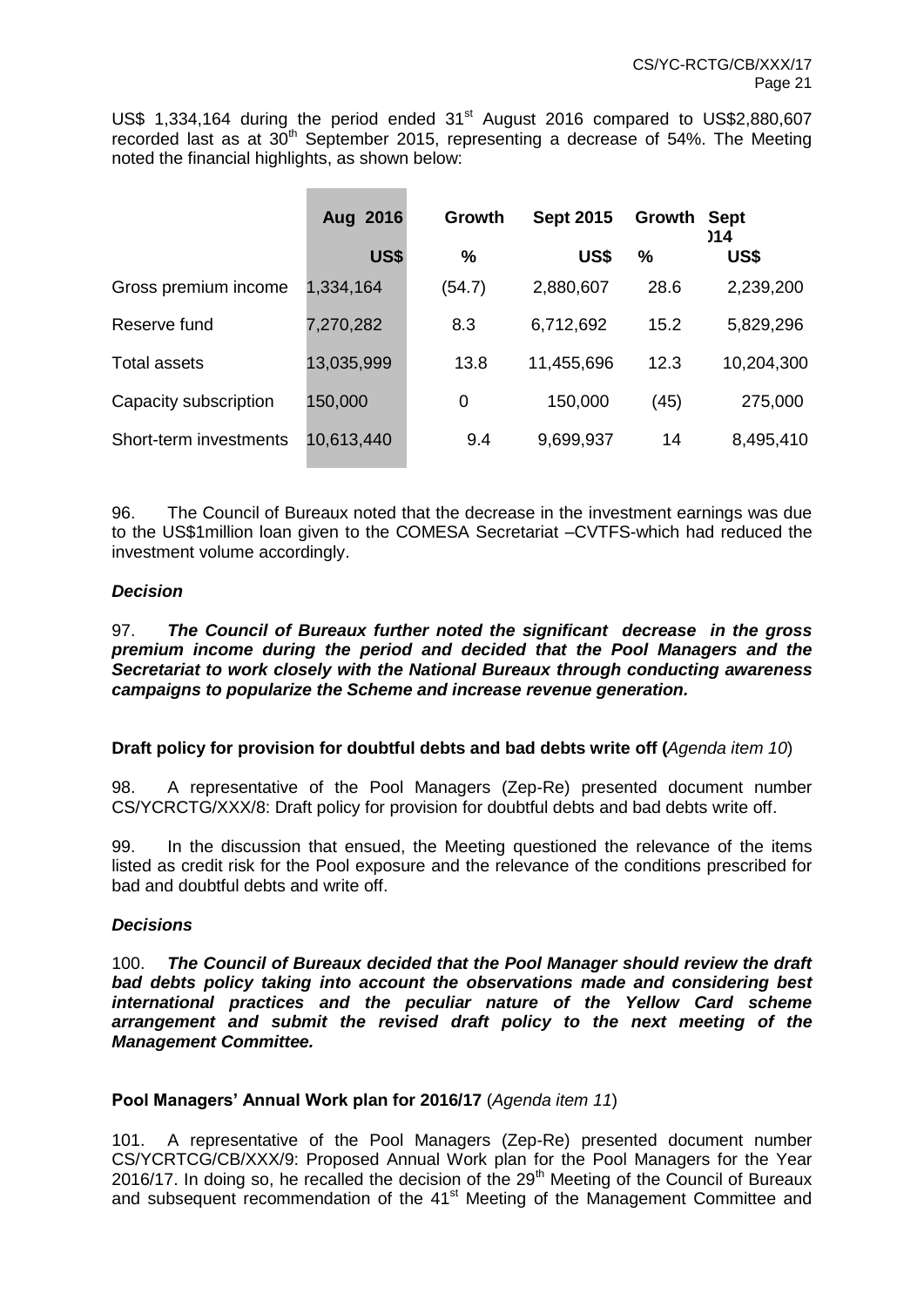US$ 1,334,164 during the period ended 31st August 2016 compared to US$2,880,607 recorded last as at 30th September 2015, representing a decrease of 54%. The Meeting noted the financial highlights, as shown below:

| | Aug 2016 | Growth | Sept 2015 | Growth | Sept )14 |
|---|---|---|---|---|---|
| | US$ | % | US$ | % | US$ |
| Gross premium income | 1,334,164 | (54.7) | 2,880,607 | 28.6 | 2,239,200 |
| Reserve fund | 7,270,282 | 8.3 | 6,712,692 | 15.2 | 5,829,296 |
| Total assets | 13,035,999 | 13.8 | 11,455,696 | 12.3 | 10,204,300 |
| Capacity subscription | 150,000 | 0 | 150,000 | (45) | 275,000 |
| Short-term investments | 10,613,440 | 9.4 | 9,699,937 | 14 | 8,495,410 |

96. The Council of Bureaux noted that the decrease in the investment earnings was due to the US$1million loan given to the COMESA Secretariat –CVTFS-which had reduced the investment volume accordingly.

***Decision***

97. ***The Council of Bureaux further noted the significant decrease in the gross premium income during the period and decided that the Pool Managers and the Secretariat to work closely with the National Bureaux through conducting awareness campaigns to popularize the Scheme and increase revenue generation.***

**Draft policy for provision for doubtful debts and bad debts write off (***Agenda item 10***)**

98. A representative of the Pool Managers (Zep-Re) presented document number CS/YCRCTG/XXX/8: Draft policy for provision for doubtful debts and bad debts write off.

99. In the discussion that ensued, the Meeting questioned the relevance of the items listed as credit risk for the Pool exposure and the relevance of the conditions prescribed for bad and doubtful debts and write off.

***Decisions***

100. ***The Council of Bureaux decided that the Pool Manager should review the draft bad debts policy taking into account the observations made and considering best international practices and the peculiar nature of the Yellow Card scheme arrangement and submit the revised draft policy to the next meeting of the Management Committee.***

**Pool Managers' Annual Work plan for 2016/17** (*Agenda item 11*)

101. A representative of the Pool Managers (Zep-Re) presented document number CS/YCRTCG/CB/XXX/9: Proposed Annual Work plan for the Pool Managers for the Year 2016/17. In doing so, he recalled the decision of the 29th Meeting of the Council of Bureaux and subsequent recommendation of the 41st Meeting of the Management Committee and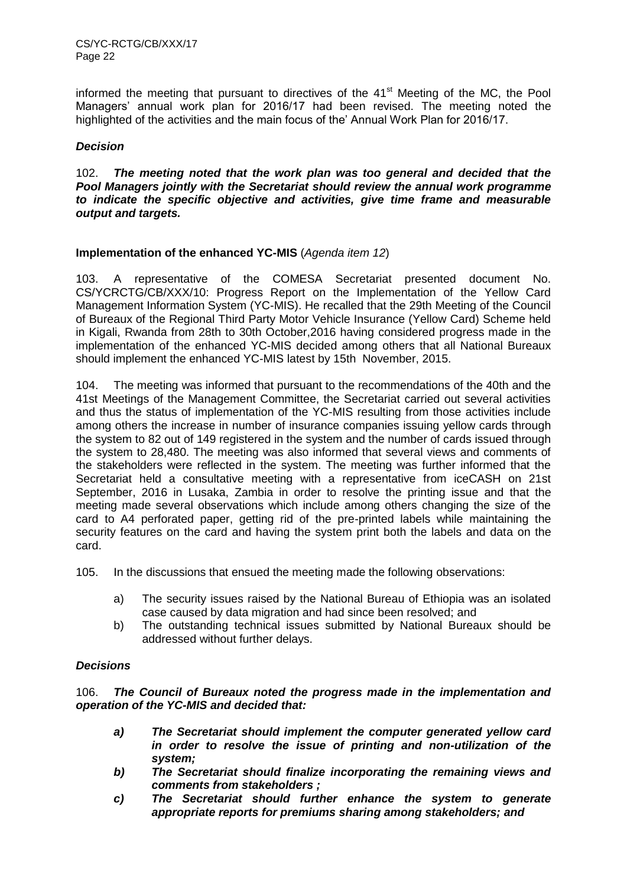informed the meeting that pursuant to directives of the 41st Meeting of the MC, the Pool Managers' annual work plan for 2016/17 had been revised. The meeting noted the highlighted of the activities and the main focus of the' Annual Work Plan for 2016/17.

***Decision***

102. ***The meeting noted that the work plan was too general and decided that the Pool Managers jointly with the Secretariat should review the annual work programme to indicate the specific objective and activities, give time frame and measurable output and targets.***

**Implementation of the enhanced YC-MIS** (*Agenda item 12*)

103. A representative of the COMESA Secretariat presented document No. CS/YCRCTG/CB/XXX/10: Progress Report on the Implementation of the Yellow Card Management Information System (YC-MIS). He recalled that the 29th Meeting of the Council of Bureaux of the Regional Third Party Motor Vehicle Insurance (Yellow Card) Scheme held in Kigali, Rwanda from 28th to 30th October,2016 having considered progress made in the implementation of the enhanced YC-MIS decided among others that all National Bureaux should implement the enhanced YC-MIS latest by 15th November, 2015.

104. The meeting was informed that pursuant to the recommendations of the 40th and the 41st Meetings of the Management Committee, the Secretariat carried out several activities and thus the status of implementation of the YC-MIS resulting from those activities include among others the increase in number of insurance companies issuing yellow cards through the system to 82 out of 149 registered in the system and the number of cards issued through the system to 28,480. The meeting was also informed that several views and comments of the stakeholders were reflected in the system. The meeting was further informed that the Secretariat held a consultative meeting with a representative from iceCASH on 21st September, 2016 in Lusaka, Zambia in order to resolve the printing issue and that the meeting made several observations which include among others changing the size of the card to A4 perforated paper, getting rid of the pre-printed labels while maintaining the security features on the card and having the system print both the labels and data on the card.

105. In the discussions that ensued the meeting made the following observations:

a) The security issues raised by the National Bureau of Ethiopia was an isolated case caused by data migration and had since been resolved; and
b) The outstanding technical issues submitted by National Bureaux should be addressed without further delays.

***Decisions***

106. ***The Council of Bureaux noted the progress made in the implementation and operation of the YC-MIS and decided that:***

***a) The Secretariat should implement the computer generated yellow card in order to resolve the issue of printing and non-utilization of the system;***
***b) The Secretariat should finalize incorporating the remaining views and comments from stakeholders ;***
***c) The Secretariat should further enhance the system to generate appropriate reports for premiums sharing among stakeholders; and***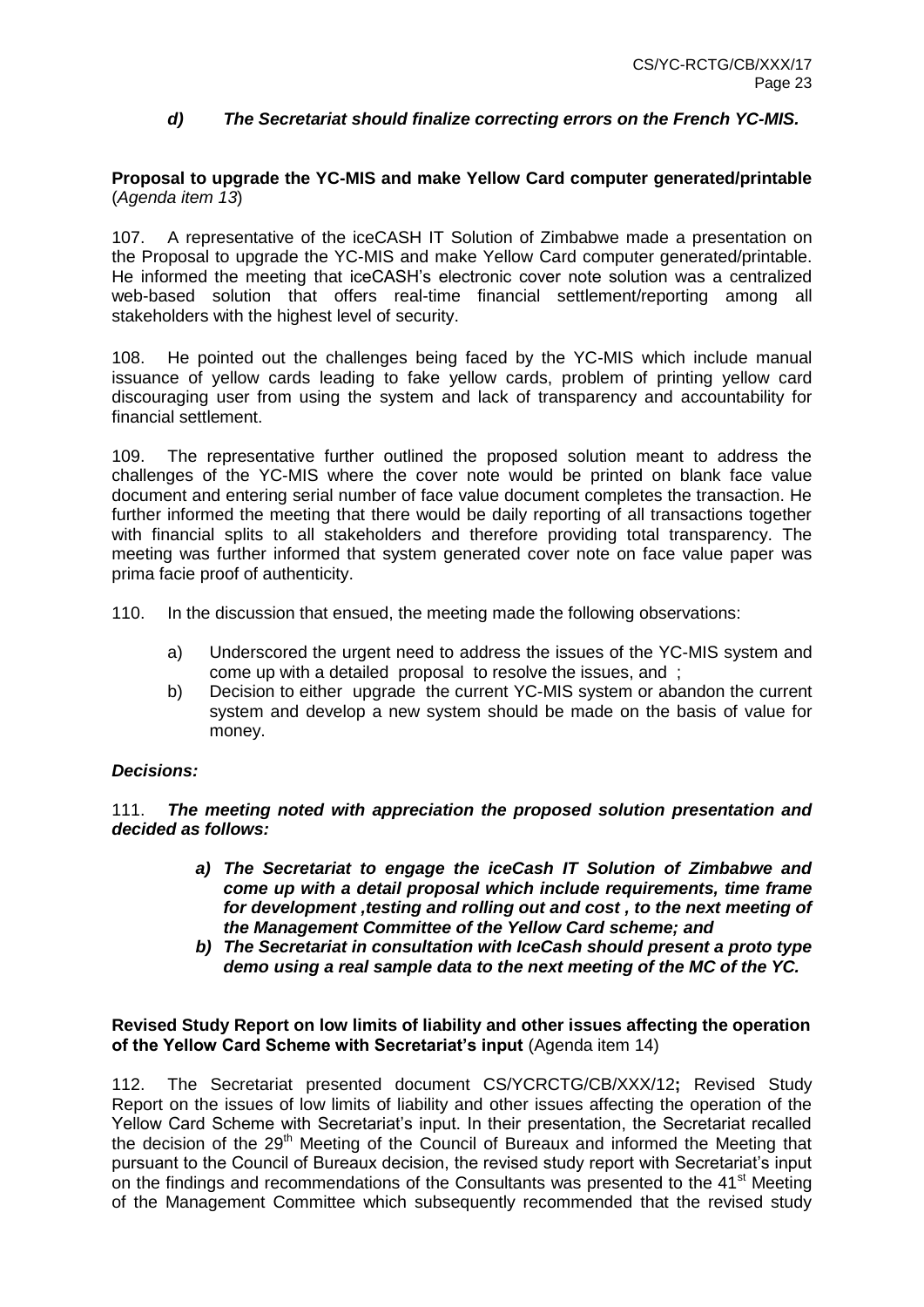***d) The Secretariat should finalize correcting errors on the French YC-MIS.***

**Proposal to upgrade the YC-MIS and make Yellow Card computer generated/printable** (*Agenda item 13*)

107. A representative of the iceCASH IT Solution of Zimbabwe made a presentation on the Proposal to upgrade the YC-MIS and make Yellow Card computer generated/printable. He informed the meeting that iceCASH's electronic cover note solution was a centralized web-based solution that offers real-time financial settlement/reporting among all stakeholders with the highest level of security.

108. He pointed out the challenges being faced by the YC-MIS which include manual issuance of yellow cards leading to fake yellow cards, problem of printing yellow card discouraging user from using the system and lack of transparency and accountability for financial settlement.

109. The representative further outlined the proposed solution meant to address the challenges of the YC-MIS where the cover note would be printed on blank face value document and entering serial number of face value document completes the transaction. He further informed the meeting that there would be daily reporting of all transactions together with financial splits to all stakeholders and therefore providing total transparency. The meeting was further informed that system generated cover note on face value paper was prima facie proof of authenticity.

110. In the discussion that ensued, the meeting made the following observations:

a) Underscored the urgent need to address the issues of the YC-MIS system and come up with a detailed proposal to resolve the issues, and ;
b) Decision to either upgrade the current YC-MIS system or abandon the current system and develop a new system should be made on the basis of value for money.

***Decisions:***

111. ***The meeting noted with appreciation the proposed solution presentation and decided as follows:***

***a) The Secretariat to engage the iceCash IT Solution of Zimbabwe and come up with a detail proposal which include requirements, time frame for development ,testing and rolling out and cost , to the next meeting of the Management Committee of the Yellow Card scheme; and***
***b) The Secretariat in consultation with IceCash should present a proto type demo using a real sample data to the next meeting of the MC of the YC.***

**Revised Study Report on low limits of liability and other issues affecting the operation of the Yellow Card Scheme with Secretariat's input** (Agenda item 14)

112. The Secretariat presented document CS/YCRCTG/CB/XXX/12**;** Revised Study Report on the issues of low limits of liability and other issues affecting the operation of the Yellow Card Scheme with Secretariat's input. In their presentation, the Secretariat recalled the decision of the 29th Meeting of the Council of Bureaux and informed the Meeting that pursuant to the Council of Bureaux decision, the revised study report with Secretariat's input on the findings and recommendations of the Consultants was presented to the 41st Meeting of the Management Committee which subsequently recommended that the revised study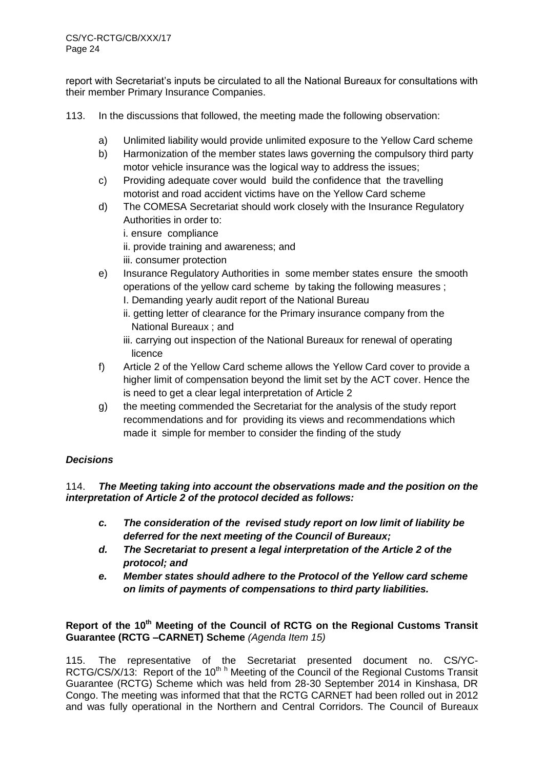report with Secretariat's inputs be circulated to all the National Bureaux for consultations with their member Primary Insurance Companies.

113. In the discussions that followed, the meeting made the following observation:

a) Unlimited liability would provide unlimited exposure to the Yellow Card scheme
b) Harmonization of the member states laws governing the compulsory third party motor vehicle insurance was the logical way to address the issues;
c) Providing adequate cover would build the confidence that the travelling motorist and road accident victims have on the Yellow Card scheme
d) The COMESA Secretariat should work closely with the Insurance Regulatory Authorities in order to:
   i. ensure compliance
   ii. provide training and awareness; and
   iii. consumer protection
e) Insurance Regulatory Authorities in some member states ensure the smooth operations of the yellow card scheme by taking the following measures ;
   I. Demanding yearly audit report of the National Bureau
   ii. getting letter of clearance for the Primary insurance company from the National Bureaux ; and
   iii. carrying out inspection of the National Bureaux for renewal of operating licence
f) Article 2 of the Yellow Card scheme allows the Yellow Card cover to provide a higher limit of compensation beyond the limit set by the ACT cover. Hence the is need to get a clear legal interpretation of Article 2
g) the meeting commended the Secretariat for the analysis of the study report recommendations and for providing its views and recommendations which made it simple for member to consider the finding of the study

***Decisions***

114. ***The Meeting taking into account the observations made and the position on the interpretation of Article 2 of the protocol decided as follows:***

- ***c. The consideration of the revised study report on low limit of liability be deferred for the next meeting of the Council of Bureaux;***
- ***d. The Secretariat to present a legal interpretation of the Article 2 of the protocol; and***
- ***e. Member states should adhere to the Protocol of the Yellow card scheme on limits of payments of compensations to third party liabilities.***

**Report of the 10th Meeting of the Council of RCTG on the Regional Customs Transit Guarantee (RCTG –CARNET) Scheme** *(Agenda Item 15)*

115. The representative of the Secretariat presented document no. CS/YC-RCTG/CS/X/13: Report of the 10th h Meeting of the Council of the Regional Customs Transit Guarantee (RCTG) Scheme which was held from 28-30 September 2014 in Kinshasa, DR Congo. The meeting was informed that that the RCTG CARNET had been rolled out in 2012 and was fully operational in the Northern and Central Corridors. The Council of Bureaux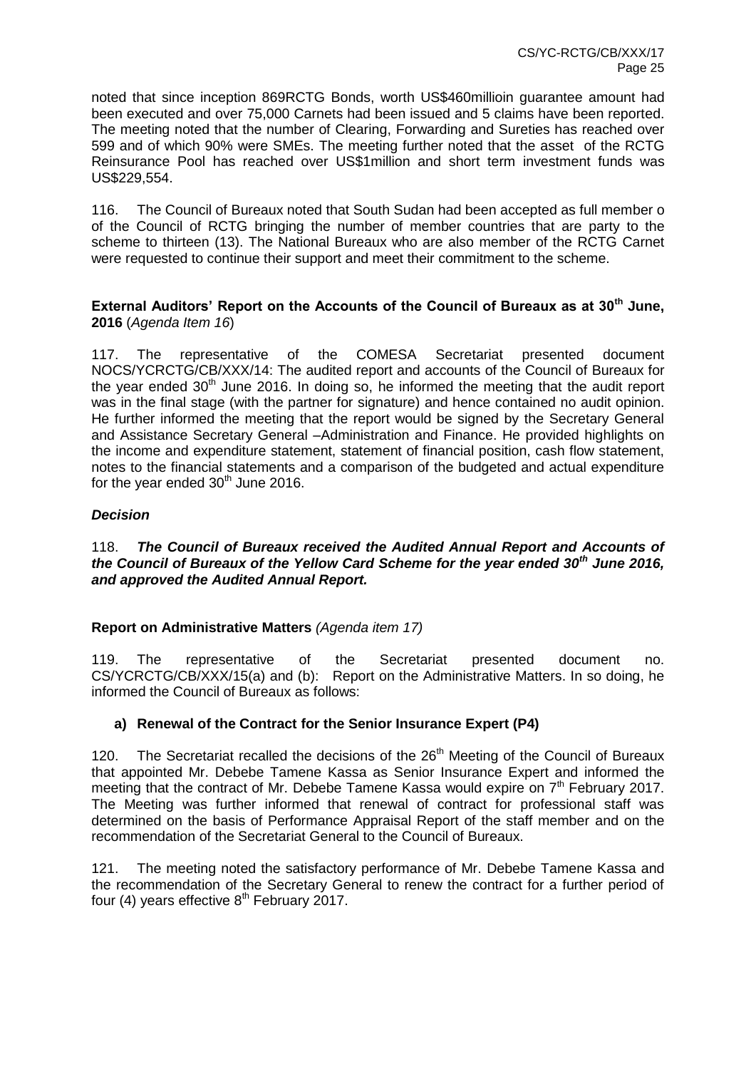noted that since inception 869RCTG Bonds, worth US$460milliοin guarantee amount had been executed and over 75,000 Carnets had been issued and 5 claims have been reported. The meeting noted that the number of Clearing, Forwarding and Sureties has reached over 599 and of which 90% were SMEs. The meeting further noted that the asset of the RCTG Reinsurance Pool has reached over US$1million and short term investment funds was US$229,554.

116. The Council of Bureaux noted that South Sudan had been accepted as full member o of the Council of RCTG bringing the number of member countries that are party to the scheme to thirteen (13). The National Bureaux who are also member of the RCTG Carnet were requested to continue their support and meet their commitment to the scheme.

**External Auditors' Report on the Accounts of the Council of Bureaux as at 30th June, 2016** (*Agenda Item 16*)

117. The representative of the COMESA Secretariat presented document NOCS/YCRCTG/CB/XXX/14: The audited report and accounts of the Council of Bureaux for the year ended 30th June 2016. In doing so, he informed the meeting that the audit report was in the final stage (with the partner for signature) and hence contained no audit opinion. He further informed the meeting that the report would be signed by the Secretary General and Assistance Secretary General –Administration and Finance. He provided highlights on the income and expenditure statement, statement of financial position, cash flow statement, notes to the financial statements and a comparison of the budgeted and actual expenditure for the year ended 30th June 2016.

***Decision***

118. ***The Council of Bureaux received the Audited Annual Report and Accounts of the Council of Bureaux of the Yellow Card Scheme for the year ended 30th June 2016, and approved the Audited Annual Report.***

**Report on Administrative Matters** *(Agenda item 17)*

119. The representative of the Secretariat presented document no. CS/YCRCTG/CB/XXX/15(a) and (b): Report on the Administrative Matters. In so doing, he informed the Council of Bureaux as follows:

**a) Renewal of the Contract for the Senior Insurance Expert (P4)**

120. The Secretariat recalled the decisions of the 26th Meeting of the Council of Bureaux that appointed Mr. Debebe Tamene Kassa as Senior Insurance Expert and informed the meeting that the contract of Mr. Debebe Tamene Kassa would expire on 7th February 2017. The Meeting was further informed that renewal of contract for professional staff was determined on the basis of Performance Appraisal Report of the staff member and on the recommendation of the Secretariat General to the Council of Bureaux.

121. The meeting noted the satisfactory performance of Mr. Debebe Tamene Kassa and the recommendation of the Secretary General to renew the contract for a further period of four (4) years effective 8th February 2017.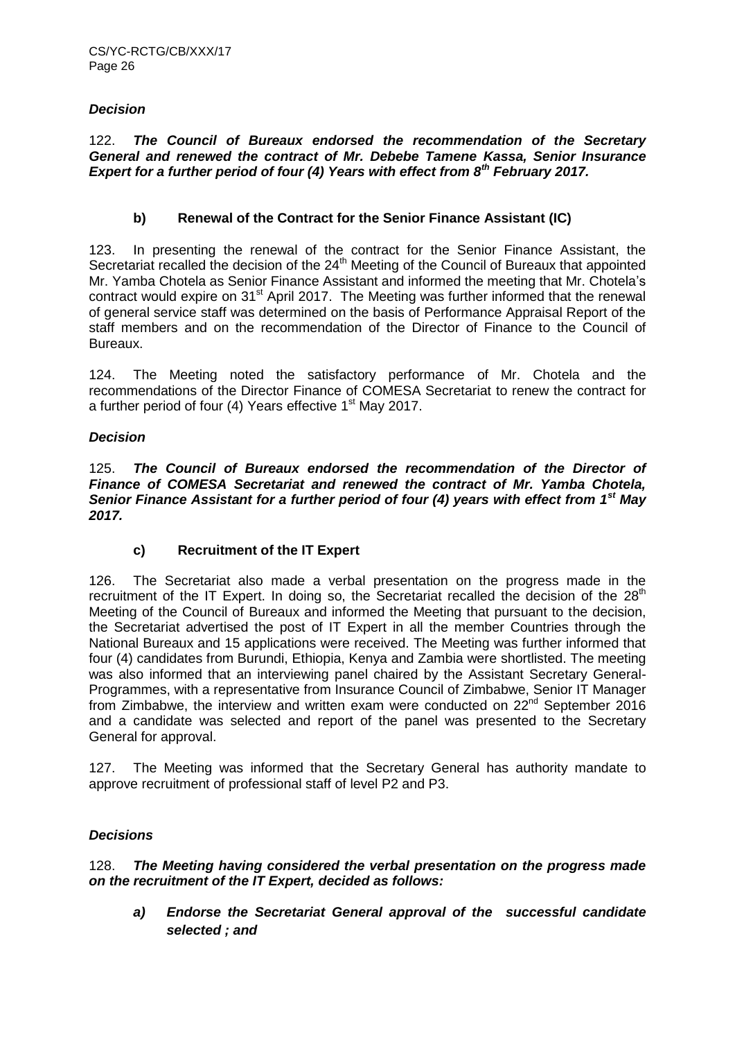***Decision***

122. ***The Council of Bureaux endorsed the recommendation of the Secretary General and renewed the contract of Mr. Debebe Tamene Kassa, Senior Insurance Expert for a further period of four (4) Years with effect from 8th February 2017.***

**b) Renewal of the Contract for the Senior Finance Assistant (IC)**

123. In presenting the renewal of the contract for the Senior Finance Assistant, the Secretariat recalled the decision of the 24th Meeting of the Council of Bureaux that appointed Mr. Yamba Chotela as Senior Finance Assistant and informed the meeting that Mr. Chotela's contract would expire on 31st April 2017. The Meeting was further informed that the renewal of general service staff was determined on the basis of Performance Appraisal Report of the staff members and on the recommendation of the Director of Finance to the Council of Bureaux.

124. The Meeting noted the satisfactory performance of Mr. Chotela and the recommendations of the Director Finance of COMESA Secretariat to renew the contract for a further period of four (4) Years effective 1st May 2017.

***Decision***

125. ***The Council of Bureaux endorsed the recommendation of the Director of Finance of COMESA Secretariat and renewed the contract of Mr. Yamba Chotela, Senior Finance Assistant for a further period of four (4) years with effect from 1st May 2017.***

**c) Recruitment of the IT Expert**

126. The Secretariat also made a verbal presentation on the progress made in the recruitment of the IT Expert. In doing so, the Secretariat recalled the decision of the 28th Meeting of the Council of Bureaux and informed the Meeting that pursuant to the decision, the Secretariat advertised the post of IT Expert in all the member Countries through the National Bureaux and 15 applications were received. The Meeting was further informed that four (4) candidates from Burundi, Ethiopia, Kenya and Zambia were shortlisted. The meeting was also informed that an interviewing panel chaired by the Assistant Secretary General-Programmes, with a representative from Insurance Council of Zimbabwe, Senior IT Manager from Zimbabwe, the interview and written exam were conducted on 22nd September 2016 and a candidate was selected and report of the panel was presented to the Secretary General for approval.

127. The Meeting was informed that the Secretary General has authority mandate to approve recruitment of professional staff of level P2 and P3.

***Decisions***

128. ***The Meeting having considered the verbal presentation on the progress made on the recruitment of the IT Expert, decided as follows:***

*a) **Endorse the Secretariat General approval of the successful candidate selected ; and***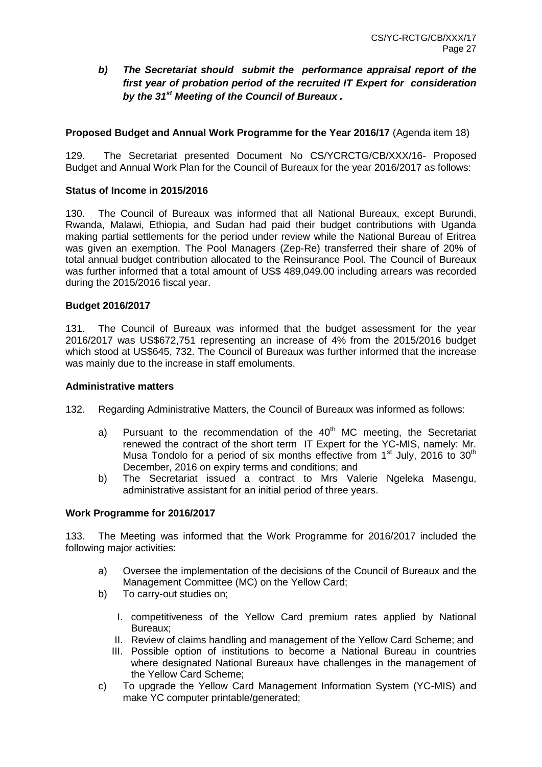***b) The Secretariat should submit the performance appraisal report of the first year of probation period of the recruited IT Expert for consideration by the 31st Meeting of the Council of Bureaux .***

**Proposed Budget and Annual Work Programme for the Year 2016/17** (Agenda item 18)

129. The Secretariat presented Document No CS/YCRCTG/CB/XXX/16- Proposed Budget and Annual Work Plan for the Council of Bureaux for the year 2016/2017 as follows:

**Status of Income in 2015/2016**

130. The Council of Bureaux was informed that all National Bureaux, except Burundi, Rwanda, Malawi, Ethiopia, and Sudan had paid their budget contributions with Uganda making partial settlements for the period under review while the National Bureau of Eritrea was given an exemption. The Pool Managers (Zep-Re) transferred their share of 20% of total annual budget contribution allocated to the Reinsurance Pool. The Council of Bureaux was further informed that a total amount of US$ 489,049.00 including arrears was recorded during the 2015/2016 fiscal year.

**Budget 2016/2017**

131. The Council of Bureaux was informed that the budget assessment for the year 2016/2017 was US$672,751 representing an increase of 4% from the 2015/2016 budget which stood at US$645, 732. The Council of Bureaux was further informed that the increase was mainly due to the increase in staff emoluments.

**Administrative matters**

132. Regarding Administrative Matters, the Council of Bureaux was informed as follows:

a) Pursuant to the recommendation of the 40th MC meeting, the Secretariat renewed the contract of the short term IT Expert for the YC-MIS, namely: Mr. Musa Tondolo for a period of six months effective from 1st July, 2016 to 30th December, 2016 on expiry terms and conditions; and
b) The Secretariat issued a contract to Mrs Valerie Ngeleka Masengu, administrative assistant for an initial period of three years.

**Work Programme for 2016/2017**

133. The Meeting was informed that the Work Programme for 2016/2017 included the following major activities:

a) Oversee the implementation of the decisions of the Council of Bureaux and the Management Committee (MC) on the Yellow Card;
b) To carry-out studies on;
   I. competitiveness of the Yellow Card premium rates applied by National Bureaux;
   II. Review of claims handling and management of the Yellow Card Scheme; and
   III. Possible option of institutions to become a National Bureau in countries where designated National Bureaux have challenges in the management of the Yellow Card Scheme;
c) To upgrade the Yellow Card Management Information System (YC-MIS) and make YC computer printable/generated;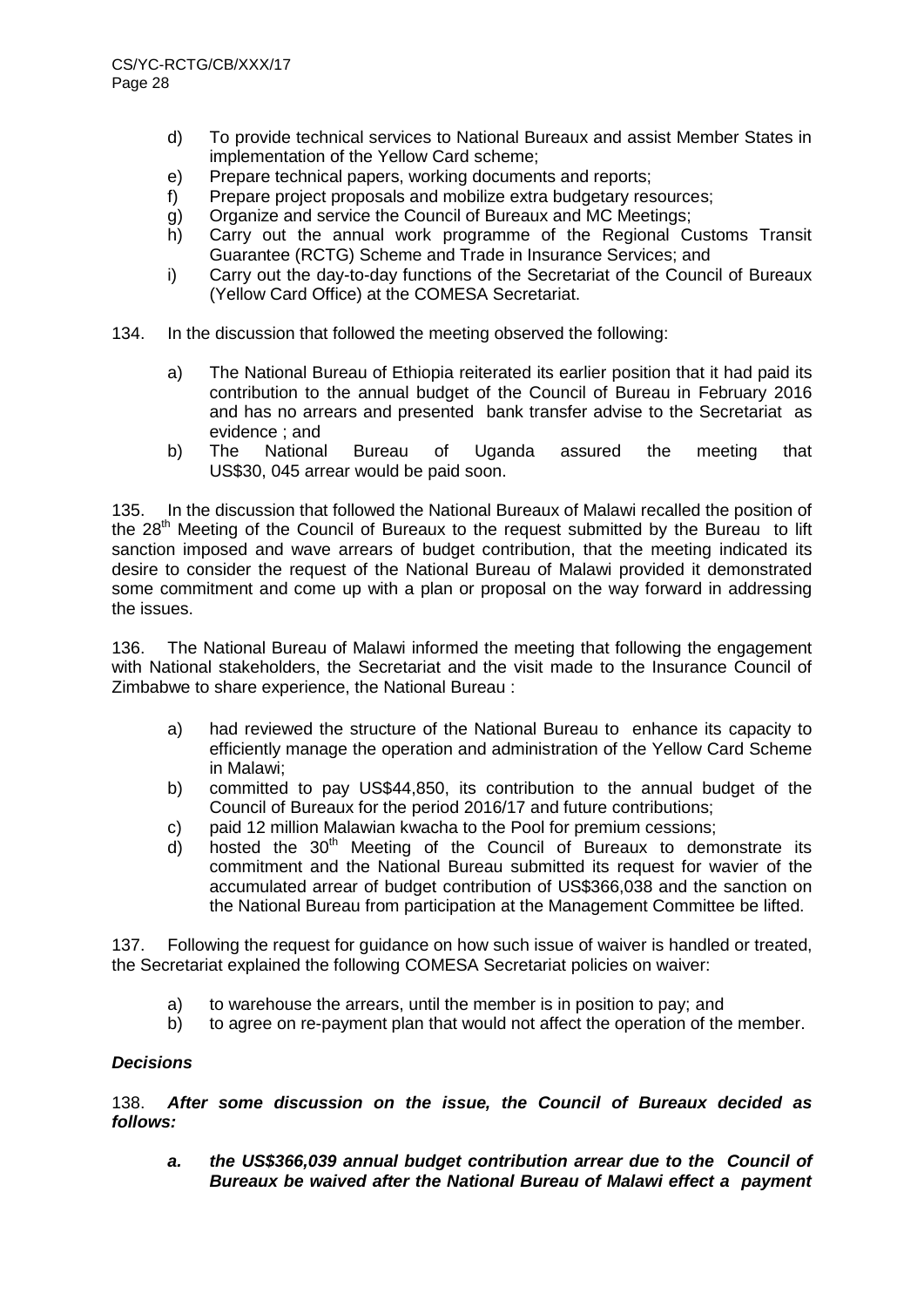d) To provide technical services to National Bureaux and assist Member States in implementation of the Yellow Card scheme;
e) Prepare technical papers, working documents and reports;
f) Prepare project proposals and mobilize extra budgetary resources;
g) Organize and service the Council of Bureaux and MC Meetings;
h) Carry out the annual work programme of the Regional Customs Transit Guarantee (RCTG) Scheme and Trade in Insurance Services; and
i) Carry out the day-to-day functions of the Secretariat of the Council of Bureaux (Yellow Card Office) at the COMESA Secretariat.

134. In the discussion that followed the meeting observed the following:

a) The National Bureau of Ethiopia reiterated its earlier position that it had paid its contribution to the annual budget of the Council of Bureau in February 2016 and has no arrears and presented bank transfer advise to the Secretariat as evidence ; and
b) The National Bureau of Uganda assured the meeting that US$30, 045 arrear would be paid soon.

135. In the discussion that followed the National Bureaux of Malawi recalled the position of the 28th Meeting of the Council of Bureaux to the request submitted by the Bureau to lift sanction imposed and wave arrears of budget contribution, that the meeting indicated its desire to consider the request of the National Bureau of Malawi provided it demonstrated some commitment and come up with a plan or proposal on the way forward in addressing the issues.

136. The National Bureau of Malawi informed the meeting that following the engagement with National stakeholders, the Secretariat and the visit made to the Insurance Council of Zimbabwe to share experience, the National Bureau :

a) had reviewed the structure of the National Bureau to enhance its capacity to efficiently manage the operation and administration of the Yellow Card Scheme in Malawi;
b) committed to pay US$44,850, its contribution to the annual budget of the Council of Bureaux for the period 2016/17 and future contributions;
c) paid 12 million Malawian kwacha to the Pool for premium cessions;
d) hosted the 30th Meeting of the Council of Bureaux to demonstrate its commitment and the National Bureau submitted its request for wavier of the accumulated arrear of budget contribution of US$366,038 and the sanction on the National Bureau from participation at the Management Committee be lifted.

137. Following the request for guidance on how such issue of waiver is handled or treated, the Secretariat explained the following COMESA Secretariat policies on waiver:

a) to warehouse the arrears, until the member is in position to pay; and
b) to agree on re-payment plan that would not affect the operation of the member.

### *Decisions*

138. ***After some discussion on the issue, the Council of Bureaux decided as follows:***

***a. the US$366,039 annual budget contribution arrear due to the Council of Bureaux be waived after the National Bureau of Malawi effect a payment***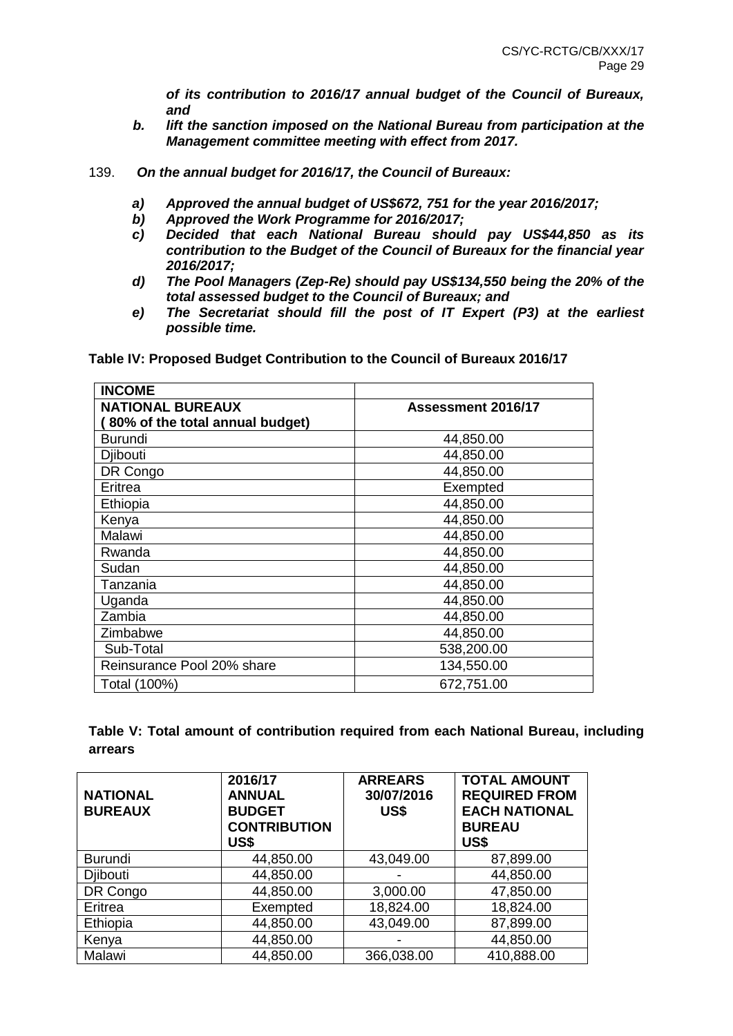***of its contribution to 2016/17 annual budget of the Council of Bureaux, and***

***b. lift the sanction imposed on the National Bureau from participation at the Management committee meeting with effect from 2017.***

139. ***On the annual budget for 2016/17, the Council of Bureaux:***

***a) Approved the annual budget of US$672, 751 for the year 2016/2017;***
***b) Approved the Work Programme for 2016/2017;***
***c) Decided that each National Bureau should pay US$44,850 as its contribution to the Budget of the Council of Bureaux for the financial year 2016/2017;***
***d) The Pool Managers (Zep-Re) should pay US$134,550 being the 20% of the total assessed budget to the Council of Bureaux; and***
***e) The Secretariat should fill the post of IT Expert (P3) at the earliest possible time.***

**Table IV: Proposed Budget Contribution to the Council of Bureaux 2016/17**

| **INCOME** | |
|---|---|
| **NATIONAL BUREAUX (80% of the total annual budget)** | **Assessment 2016/17** |
| Burundi | 44,850.00 |
| Djibouti | 44,850.00 |
| DR Congo | 44,850.00 |
| Eritrea | Exempted |
| Ethiopia | 44,850.00 |
| Kenya | 44,850.00 |
| Malawi | 44,850.00 |
| Rwanda | 44,850.00 |
| Sudan | 44,850.00 |
| Tanzania | 44,850.00 |
| Uganda | 44,850.00 |
| Zambia | 44,850.00 |
| Zimbabwe | 44,850.00 |
| Sub-Total | 538,200.00 |
| Reinsurance Pool 20% share | 134,550.00 |
| Total (100%) | 672,751.00 |

**Table V: Total amount of contribution required from each National Bureau, including arrears**

| **NATIONAL BUREAUX** | **2016/17 ANNUAL BUDGET CONTRIBUTION US$** | **ARREARS 30/07/2016 US$** | **TOTAL AMOUNT REQUIRED FROM EACH NATIONAL BUREAU US$** |
|---|---|---|---|
| Burundi | 44,850.00 | 43,049.00 | 87,899.00 |
| Djibouti | 44,850.00 | - | 44,850.00 |
| DR Congo | 44,850.00 | 3,000.00 | 47,850.00 |
| Eritrea | Exempted | 18,824.00 | 18,824.00 |
| Ethiopia | 44,850.00 | 43,049.00 | 87,899.00 |
| Kenya | 44,850.00 | - | 44,850.00 |
| Malawi | 44,850.00 | 366,038.00 | 410,888.00 |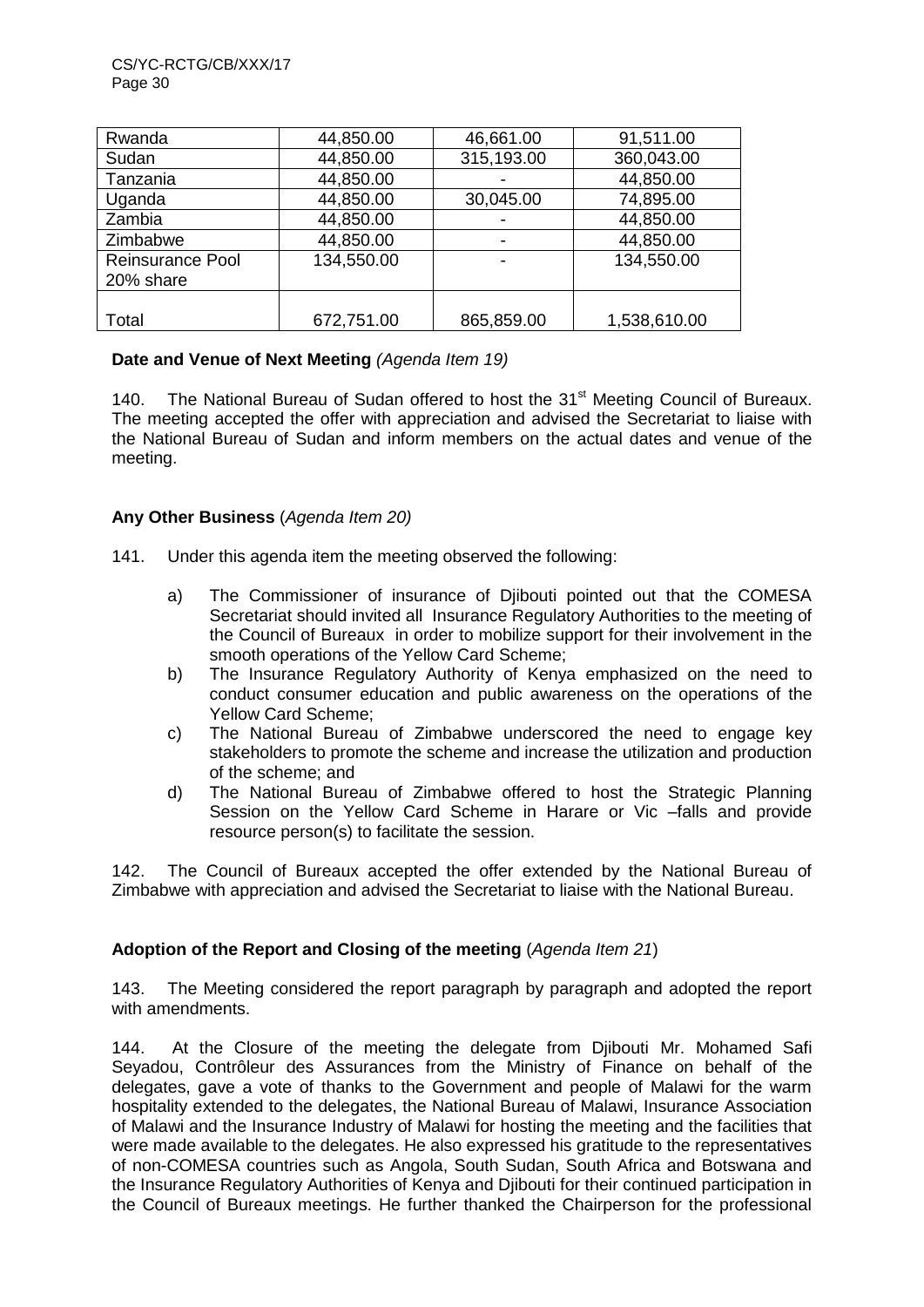| Rwanda | 44,850.00 | 46,661.00 | 91,511.00 |
|---|---|---|---|
| Sudan | 44,850.00 | 315,193.00 | 360,043.00 |
| Tanzania | 44,850.00 | - | 44,850.00 |
| Uganda | 44,850.00 | 30,045.00 | 74,895.00 |
| Zambia | 44,850.00 | - | 44,850.00 |
| Zimbabwe | 44,850.00 | - | 44,850.00 |
| Reinsurance Pool 20% share | 134,550.00 | - | 134,550.00 |
| Total | 672,751.00 | 865,859.00 | 1,538,610.00 |

**Date and Venue of Next Meeting** *(Agenda Item 19)*

140. The National Bureau of Sudan offered to host the 31st Meeting Council of Bureaux. The meeting accepted the offer with appreciation and advised the Secretariat to liaise with the National Bureau of Sudan and inform members on the actual dates and venue of the meeting.

**Any Other Business** (*Agenda Item 20)*

141. Under this agenda item the meeting observed the following:

a) The Commissioner of insurance of Djibouti pointed out that the COMESA Secretariat should invited all Insurance Regulatory Authorities to the meeting of the Council of Bureaux in order to mobilize support for their involvement in the smooth operations of the Yellow Card Scheme;
b) The Insurance Regulatory Authority of Kenya emphasized on the need to conduct consumer education and public awareness on the operations of the Yellow Card Scheme;
c) The National Bureau of Zimbabwe underscored the need to engage key stakeholders to promote the scheme and increase the utilization and production of the scheme; and
d) The National Bureau of Zimbabwe offered to host the Strategic Planning Session on the Yellow Card Scheme in Harare or Vic –falls and provide resource person(s) to facilitate the session.

142. The Council of Bureaux accepted the offer extended by the National Bureau of Zimbabwe with appreciation and advised the Secretariat to liaise with the National Bureau.

**Adoption of the Report and Closing of the meeting** (*Agenda Item 21*)

143. The Meeting considered the report paragraph by paragraph and adopted the report with amendments.

144. At the Closure of the meeting the delegate from Djibouti Mr. Mohamed Safi Seyadou, Contrôleur des Assurances from the Ministry of Finance on behalf of the delegates, gave a vote of thanks to the Government and people of Malawi for the warm hospitality extended to the delegates, the National Bureau of Malawi, Insurance Association of Malawi and the Insurance Industry of Malawi for hosting the meeting and the facilities that were made available to the delegates. He also expressed his gratitude to the representatives of non-COMESA countries such as Angola, South Sudan, South Africa and Botswana and the Insurance Regulatory Authorities of Kenya and Djibouti for their continued participation in the Council of Bureaux meetings. He further thanked the Chairperson for the professional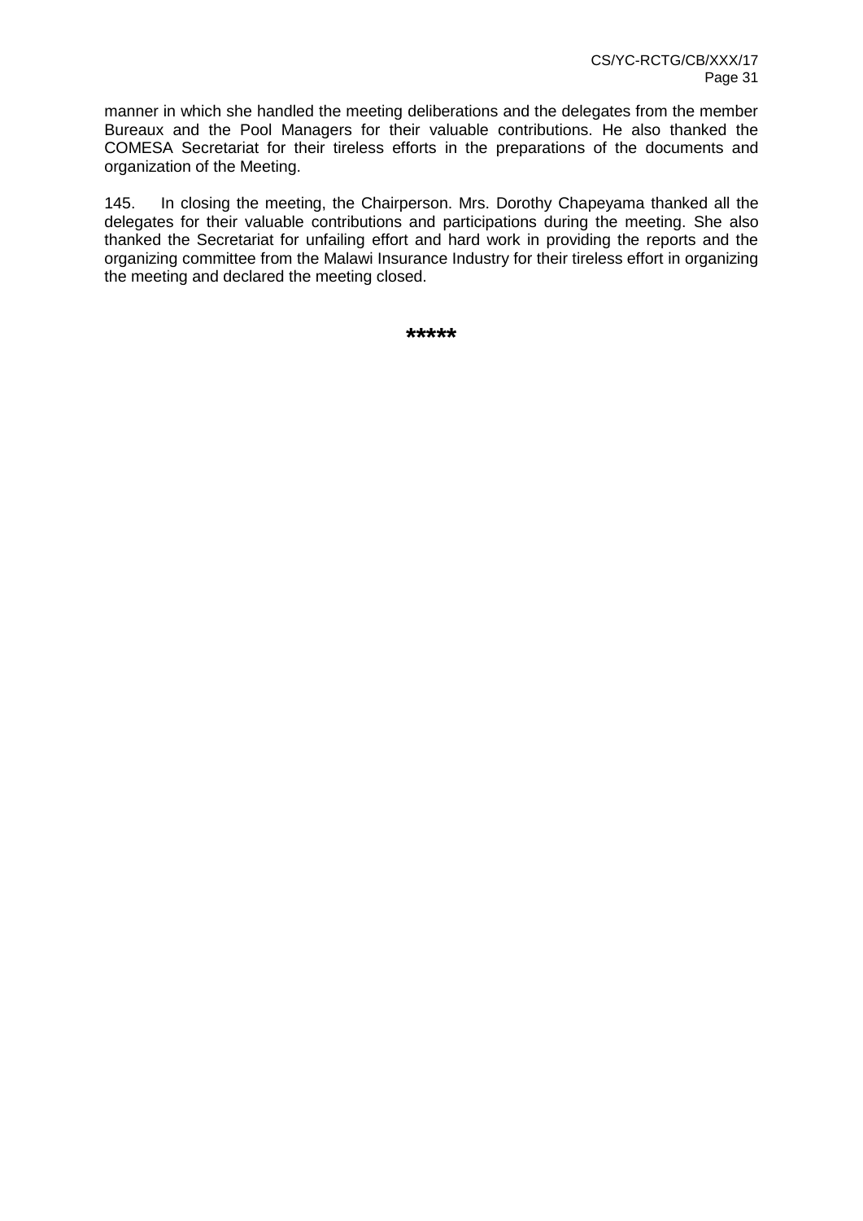manner in which she handled the meeting deliberations and the delegates from the member Bureaux and the Pool Managers for their valuable contributions. He also thanked the COMESA Secretariat for their tireless efforts in the preparations of the documents and organization of the Meeting.

145. In closing the meeting, the Chairperson. Mrs. Dorothy Chapeyama thanked all the delegates for their valuable contributions and participations during the meeting. She also thanked the Secretariat for unfailing effort and hard work in providing the reports and the organizing committee from the Malawi Insurance Industry for their tireless effort in organizing the meeting and declared the meeting closed.

*****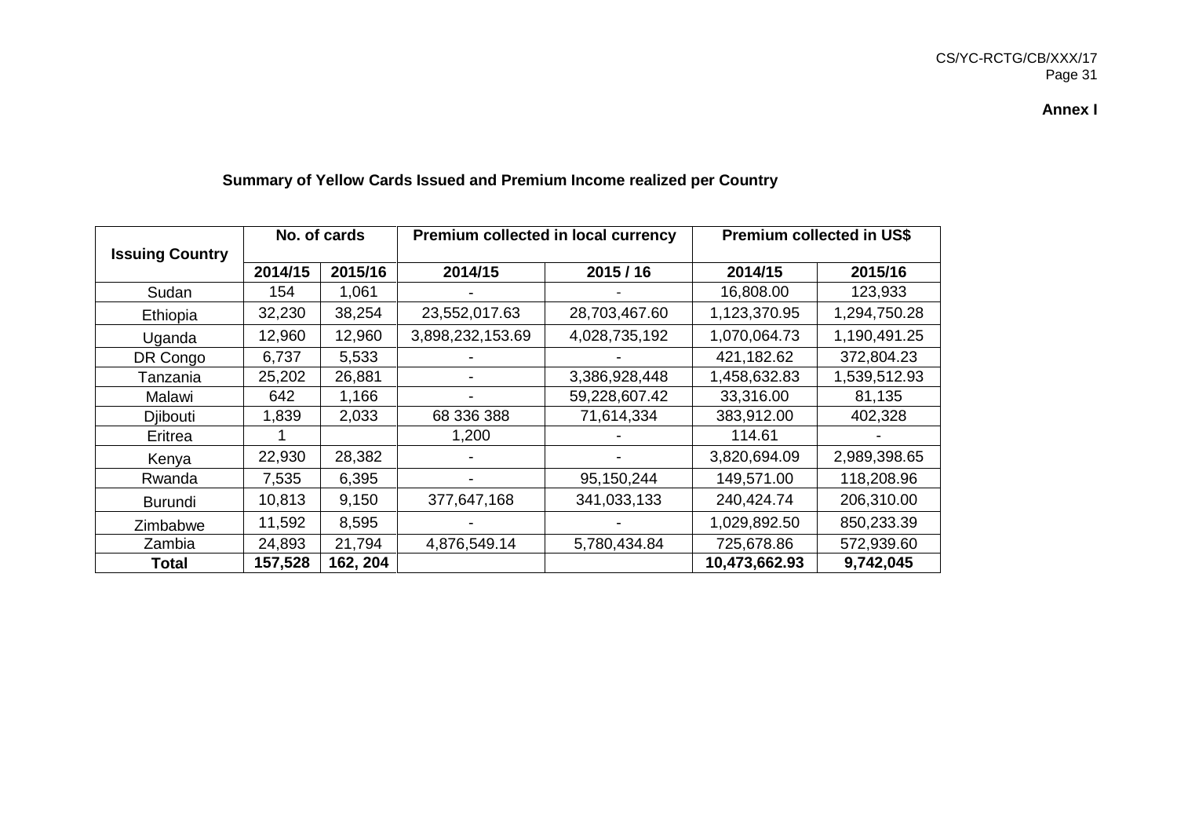**Annex I**

**Summary of Yellow Cards Issued and Premium Income realized per Country**

| Issuing Country | No. of cards | | Premium collected in local currency | | Premium collected in US$ | |
|---|---|---|---|---|---|---|
| | 2014/15 | 2015/16 | 2014/15 | 2015 / 16 | 2014/15 | 2015/16 |
| Sudan | 154 | 1,061 | - | - | 16,808.00 | 123,933 |
| Ethiopia | 32,230 | 38,254 | 23,552,017.63 | 28,703,467.60 | 1,123,370.95 | 1,294,750.28 |
| Uganda | 12,960 | 12,960 | 3,898,232,153.69 | 4,028,735,192 | 1,070,064.73 | 1,190,491.25 |
| DR Congo | 6,737 | 5,533 | - | - | 421,182.62 | 372,804.23 |
| Tanzania | 25,202 | 26,881 | - | 3,386,928,448 | 1,458,632.83 | 1,539,512.93 |
| Malawi | 642 | 1,166 | - | 59,228,607.42 | 33,316.00 | 81,135 |
| Djibouti | 1,839 | 2,033 | 68 336 388 | 71,614,334 | 383,912.00 | 402,328 |
| Eritrea | 1 | | 1,200 | - | 114.61 | - |
| Kenya | 22,930 | 28,382 | - | - | 3,820,694.09 | 2,989,398.65 |
| Rwanda | 7,535 | 6,395 | - | 95,150,244 | 149,571.00 | 118,208.96 |
| Burundi | 10,813 | 9,150 | 377,647,168 | 341,033,133 | 240,424.74 | 206,310.00 |
| Zimbabwe | 11,592 | 8,595 | - | - | 1,029,892.50 | 850,233.39 |
| Zambia | 24,893 | 21,794 | 4,876,549.14 | 5,780,434.84 | 725,678.86 | 572,939.60 |
| **Total** | **157,528** | **162, 204** | | | **10,473,662.93** | **9,742,045** |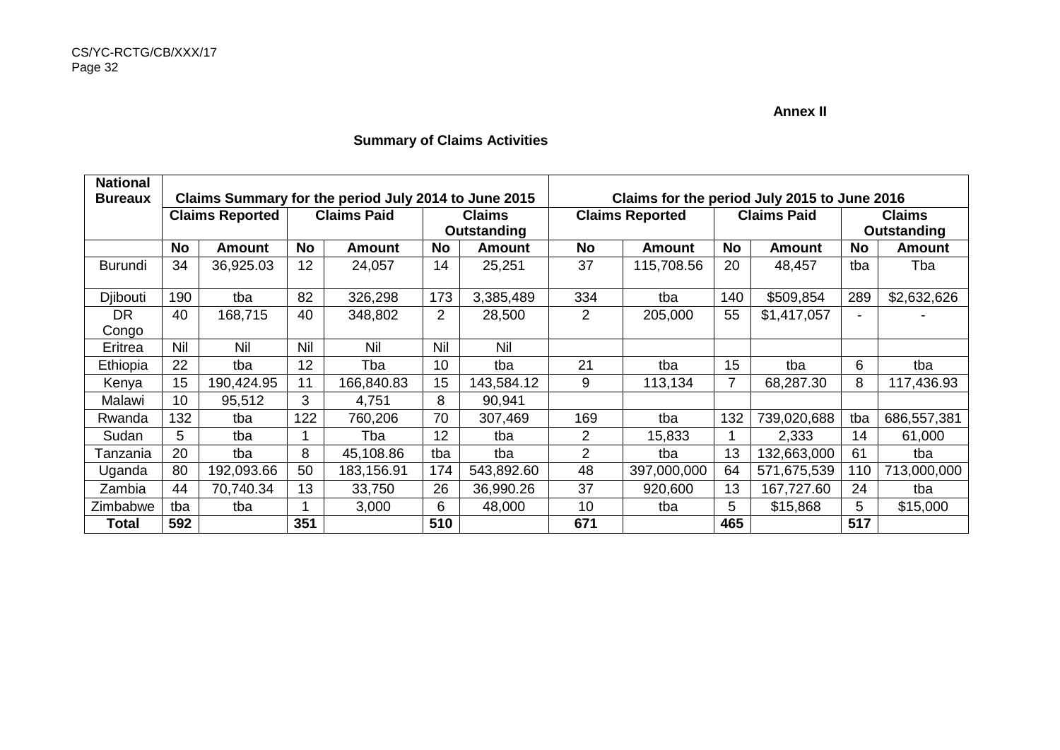**Annex II**

**Summary of Claims Activities**

| National Bureaux | Claims Summary for the period July 2014 to June 2015 | | | | | | Claims for the period July 2015 to June 2016 | | | | | |
|---|---|---|---|---|---|---|---|---|---|---|---|---|
| | Claims Reported | | Claims Paid | | Claims Outstanding | | Claims Reported | | Claims Paid | | Claims Outstanding | |
| | No | Amount | No | Amount | No | Amount | No | Amount | No | Amount | No | Amount |
| Burundi | 34 | 36,925.03 | 12 | 24,057 | 14 | 25,251 | 37 | 115,708.56 | 20 | 48,457 | tba | Tba |
| Djibouti | 190 | tba | 82 | 326,298 | 173 | 3,385,489 | 334 | tba | 140 | $509,854 | 289 | $2,632,626 |
| DR Congo | 40 | 168,715 | 40 | 348,802 | 2 | 28,500 | 2 | 205,000 | 55 | $1,417,057 | - | - |
| Eritrea | Nil | Nil | Nil | Nil | Nil | Nil | | | | | | |
| Ethiopia | 22 | tba | 12 | Tba | 10 | tba | 21 | tba | 15 | tba | 6 | tba |
| Kenya | 15 | 190,424.95 | 11 | 166,840.83 | 15 | 143,584.12 | 9 | 113,134 | 7 | 68,287.30 | 8 | 117,436.93 |
| Malawi | 10 | 95,512 | 3 | 4,751 | 8 | 90,941 | | | | | | |
| Rwanda | 132 | tba | 122 | 760,206 | 70 | 307,469 | 169 | tba | 132 | 739,020,688 | tba | 686,557,381 |
| Sudan | 5 | tba | 1 | Tba | 12 | tba | 2 | 15,833 | 1 | 2,333 | 14 | 61,000 |
| Tanzania | 20 | tba | 8 | 45,108.86 | tba | tba | 2 | tba | 13 | 132,663,000 | 61 | tba |
| Uganda | 80 | 192,093.66 | 50 | 183,156.91 | 174 | 543,892.60 | 48 | 397,000,000 | 64 | 571,675,539 | 110 | 713,000,000 |
| Zambia | 44 | 70,740.34 | 13 | 33,750 | 26 | 36,990.26 | 37 | 920,600 | 13 | 167,727.60 | 24 | tba |
| Zimbabwe | tba | tba | 1 | 3,000 | 6 | 48,000 | 10 | tba | 5 | $15,868 | 5 | $15,000 |
| **Total** | **592** | | **351** | | **510** | | **671** | | **465** | | **517** | |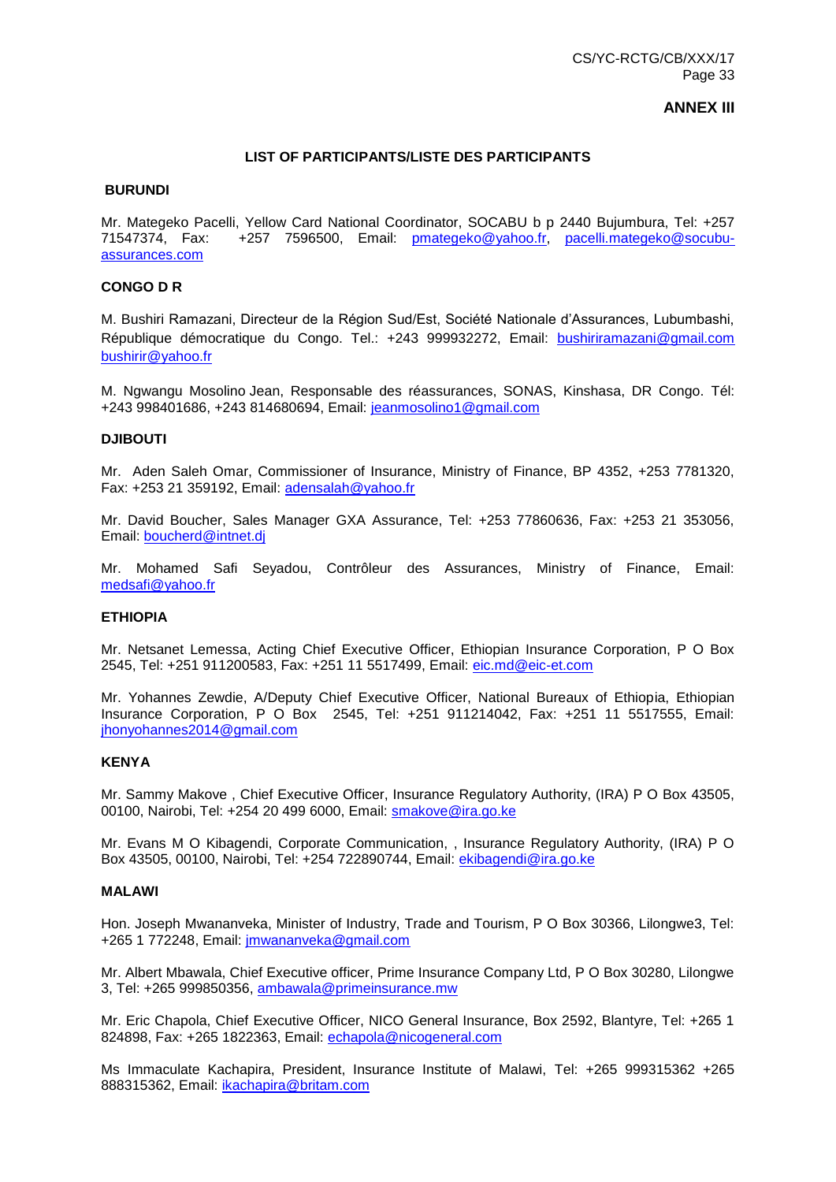**ANNEX III**

**LIST OF PARTICIPANTS/LISTE DES PARTICIPANTS**

**BURUNDI**

Mr. Mategeko Pacelli, Yellow Card National Coordinator, SOCABU b p 2440 Bujumbura, Tel: +257 71547374, Fax: +257 7596500, Email: pmategeko@yahoo.fr, pacelli.mategeko@socubu-assurances.com

**CONGO D R**

M. Bushiri Ramazani, Directeur de la Région Sud/Est, Société Nationale d'Assurances, Lubumbashi, République démocratique du Congo. Tel.: +243 999932272, Email: bushiriramazani@gmail.com bushirir@yahoo.fr

M. Ngwangu Mosolino Jean, Responsable des réassurances, SONAS, Kinshasa, DR Congo. Tél: +243 998401686, +243 814680694, Email: jeanmosolino1@gmail.com

**DJIBOUTI**

Mr. Aden Saleh Omar, Commissioner of Insurance, Ministry of Finance, BP 4352, +253 7781320, Fax: +253 21 359192, Email: adensalah@yahoo.fr

Mr. David Boucher, Sales Manager GXA Assurance, Tel: +253 77860636, Fax: +253 21 353056, Email: boucherd@intnet.dj

Mr. Mohamed Safi Seyadou, Contrôleur des Assurances, Ministry of Finance, Email: medsafi@yahoo.fr

**ETHIOPIA**

Mr. Netsanet Lemessa, Acting Chief Executive Officer, Ethiopian Insurance Corporation, P O Box 2545, Tel: +251 911200583, Fax: +251 11 5517499, Email: eic.md@eic-et.com

Mr. Yohannes Zewdie, A/Deputy Chief Executive Officer, National Bureaux of Ethiopia, Ethiopian Insurance Corporation, P O Box 2545, Tel: +251 911214042, Fax: +251 11 5517555, Email: jhonyohannes2014@gmail.com

**KENYA**

Mr. Sammy Makove , Chief Executive Officer, Insurance Regulatory Authority, (IRA) P O Box 43505, 00100, Nairobi, Tel: +254 20 499 6000, Email: smakove@ira.go.ke

Mr. Evans M O Kibagendi, Corporate Communication, , Insurance Regulatory Authority, (IRA) P O Box 43505, 00100, Nairobi, Tel: +254 722890744, Email: ekibagendi@ira.go.ke

**MALAWI**

Hon. Joseph Mwananveka, Minister of Industry, Trade and Tourism, P O Box 30366, Lilongwe3, Tel: +265 1 772248, Email: jmwananveka@gmail.com

Mr. Albert Mbawala, Chief Executive officer, Prime Insurance Company Ltd, P O Box 30280, Lilongwe 3, Tel: +265 999850356, ambawala@primeinsurance.mw

Mr. Eric Chapola, Chief Executive Officer, NICO General Insurance, Box 2592, Blantyre, Tel: +265 1 824898, Fax: +265 1822363, Email: echapola@nicogeneral.com

Ms Immaculate Kachapira, President, Insurance Institute of Malawi, Tel: +265 999315362 +265 888315362, Email: ikachapira@britam.com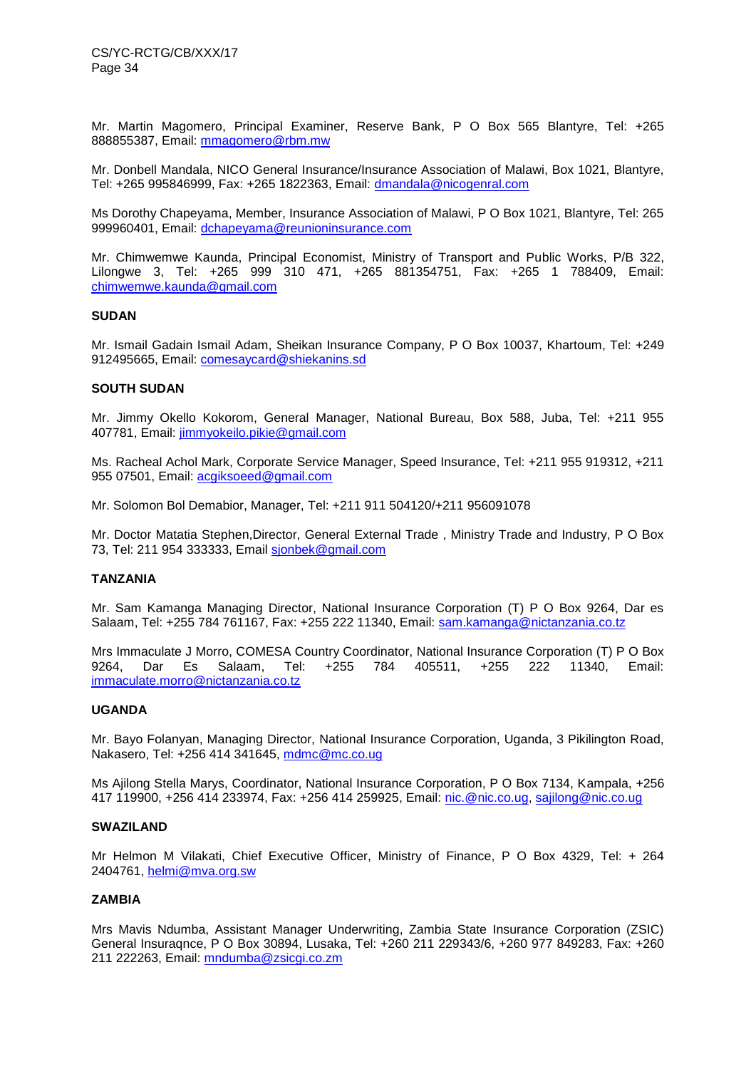Mr. Martin Magomero, Principal Examiner, Reserve Bank, P O Box 565 Blantyre, Tel: +265 888855387, Email: mmagomero@rbm.mw

Mr. Donbell Mandala, NICO General Insurance/Insurance Association of Malawi, Box 1021, Blantyre, Tel: +265 995846999, Fax: +265 1822363, Email: dmandala@nicogenral.com

Ms Dorothy Chapeyama, Member, Insurance Association of Malawi, P O Box 1021, Blantyre, Tel: 265 999960401, Email: dchapeyama@reunioninsurance.com

Mr. Chimwemwe Kaunda, Principal Economist, Ministry of Transport and Public Works, P/B 322, Lilongwe 3, Tel: +265 999 310 471, +265 881354751, Fax: +265 1 788409, Email: chimwemwe.kaunda@gmail.com

**SUDAN**

Mr. Ismail Gadain Ismail Adam, Sheikan Insurance Company, P O Box 10037, Khartoum, Tel: +249 912495665, Email: comesaycard@shiekanins.sd

**SOUTH SUDAN**

Mr. Jimmy Okello Kokorom, General Manager, National Bureau, Box 588, Juba, Tel: +211 955 407781, Email: jimmyokeilo.pikie@gmail.com

Ms. Racheal Achol Mark, Corporate Service Manager, Speed Insurance, Tel: +211 955 919312, +211 955 07501, Email: acgiksoeed@gmail.com

Mr. Solomon Bol Demabior, Manager, Tel: +211 911 504120/+211 956091078

Mr. Doctor Matatia Stephen,Director, General External Trade , Ministry Trade and Industry, P O Box 73, Tel: 211 954 333333, Email sjonbek@gmail.com

**TANZANIA**

Mr. Sam Kamanga Managing Director, National Insurance Corporation (T) P O Box 9264, Dar es Salaam, Tel: +255 784 761167, Fax: +255 222 11340, Email: sam.kamanga@nictanzania.co.tz

Mrs Immaculate J Morro, COMESA Country Coordinator, National Insurance Corporation (T) P O Box 9264, Dar Es Salaam, Tel: +255 784 405511, +255 222 11340, Email: immaculate.morro@nictanzania.co.tz

**UGANDA**

Mr. Bayo Folanyan, Managing Director, National Insurance Corporation, Uganda, 3 Pikilington Road, Nakasero, Tel: +256 414 341645, mdmc@mc.co.ug

Ms Ajilong Stella Marys, Coordinator, National Insurance Corporation, P O Box 7134, Kampala, +256 417 119900, +256 414 233974, Fax: +256 414 259925, Email: nic.@nic.co.ug, sajilong@nic.co.ug

**SWAZILAND**

Mr Helmon M Vilakati, Chief Executive Officer, Ministry of Finance, P O Box 4329, Tel: + 264 2404761, helmi@mva.org.sw

**ZAMBIA**

Mrs Mavis Ndumba, Assistant Manager Underwriting, Zambia State Insurance Corporation (ZSIC) General Insuraqnce, P O Box 30894, Lusaka, Tel: +260 211 229343/6, +260 977 849283, Fax: +260 211 222263, Email: mndumba@zsicgi.co.zm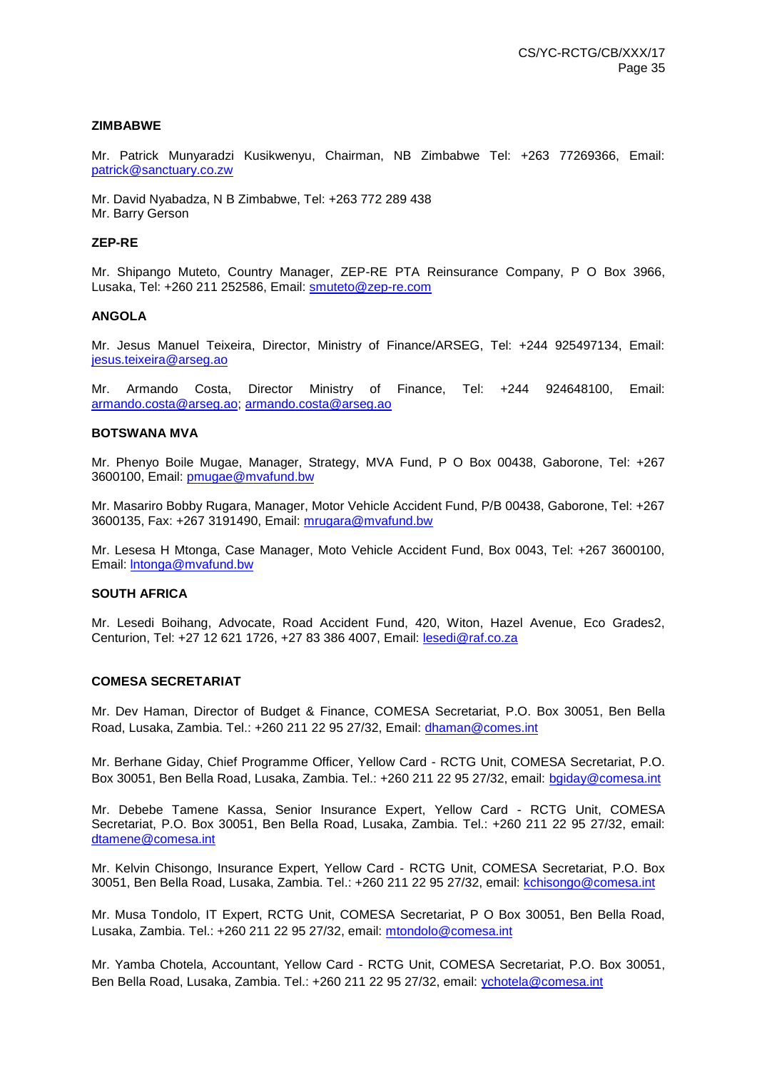**ZIMBABWE**

Mr. Patrick Munyaradzi Kusikwenyu, Chairman, NB Zimbabwe Tel: +263 77269366, Email: patrick@sanctuary.co.zw

Mr. David Nyabadza, N B Zimbabwe, Tel: +263 772 289 438
Mr. Barry Gerson

**ZEP-RE**

Mr. Shipango Muteto, Country Manager, ZEP-RE PTA Reinsurance Company, P O Box 3966, Lusaka, Tel: +260 211 252586, Email: smuteto@zep-re.com

**ANGOLA**

Mr. Jesus Manuel Teixeira, Director, Ministry of Finance/ARSEG, Tel: +244 925497134, Email: jesus.teixeira@arseg.ao

Mr. Armando Costa, Director Ministry of Finance, Tel: +244 924648100, Email: armando.costa@arseg.ao; armando.costa@arseg.ao

**BOTSWANA MVA**

Mr. Phenyo Boile Mugae, Manager, Strategy, MVA Fund, P O Box 00438, Gaborone, Tel: +267 3600100, Email: pmugae@mvafund.bw

Mr. Masariro Bobby Rugara, Manager, Motor Vehicle Accident Fund, P/B 00438, Gaborone, Tel: +267 3600135, Fax: +267 3191490, Email: mrugara@mvafund.bw

Mr. Lesesa H Mtonga, Case Manager, Moto Vehicle Accident Fund, Box 0043, Tel: +267 3600100, Email: lntonga@mvafund.bw

**SOUTH AFRICA**

Mr. Lesedi Boihang, Advocate, Road Accident Fund, 420, Witon, Hazel Avenue, Eco Grades2, Centurion, Tel: +27 12 621 1726, +27 83 386 4007, Email: lesedi@raf.co.za

**COMESA SECRETARIAT**

Mr. Dev Haman, Director of Budget & Finance, COMESA Secretariat, P.O. Box 30051, Ben Bella Road, Lusaka, Zambia. Tel.: +260 211 22 95 27/32, Email: dhaman@comes.int

Mr. Berhane Giday, Chief Programme Officer, Yellow Card - RCTG Unit, COMESA Secretariat, P.O. Box 30051, Ben Bella Road, Lusaka, Zambia. Tel.: +260 211 22 95 27/32, email: bgiday@comesa.int

Mr. Debebe Tamene Kassa, Senior Insurance Expert, Yellow Card - RCTG Unit, COMESA Secretariat, P.O. Box 30051, Ben Bella Road, Lusaka, Zambia. Tel.: +260 211 22 95 27/32, email: dtamene@comesa.int

Mr. Kelvin Chisongo, Insurance Expert, Yellow Card - RCTG Unit, COMESA Secretariat, P.O. Box 30051, Ben Bella Road, Lusaka, Zambia. Tel.: +260 211 22 95 27/32, email: kchisongo@comesa.int

Mr. Musa Tondolo, IT Expert, RCTG Unit, COMESA Secretariat, P O Box 30051, Ben Bella Road, Lusaka, Zambia. Tel.: +260 211 22 95 27/32, email: mtondolo@comesa.int

Mr. Yamba Chotela, Accountant, Yellow Card - RCTG Unit, COMESA Secretariat, P.O. Box 30051, Ben Bella Road, Lusaka, Zambia. Tel.: +260 211 22 95 27/32, email: ychotela@comesa.int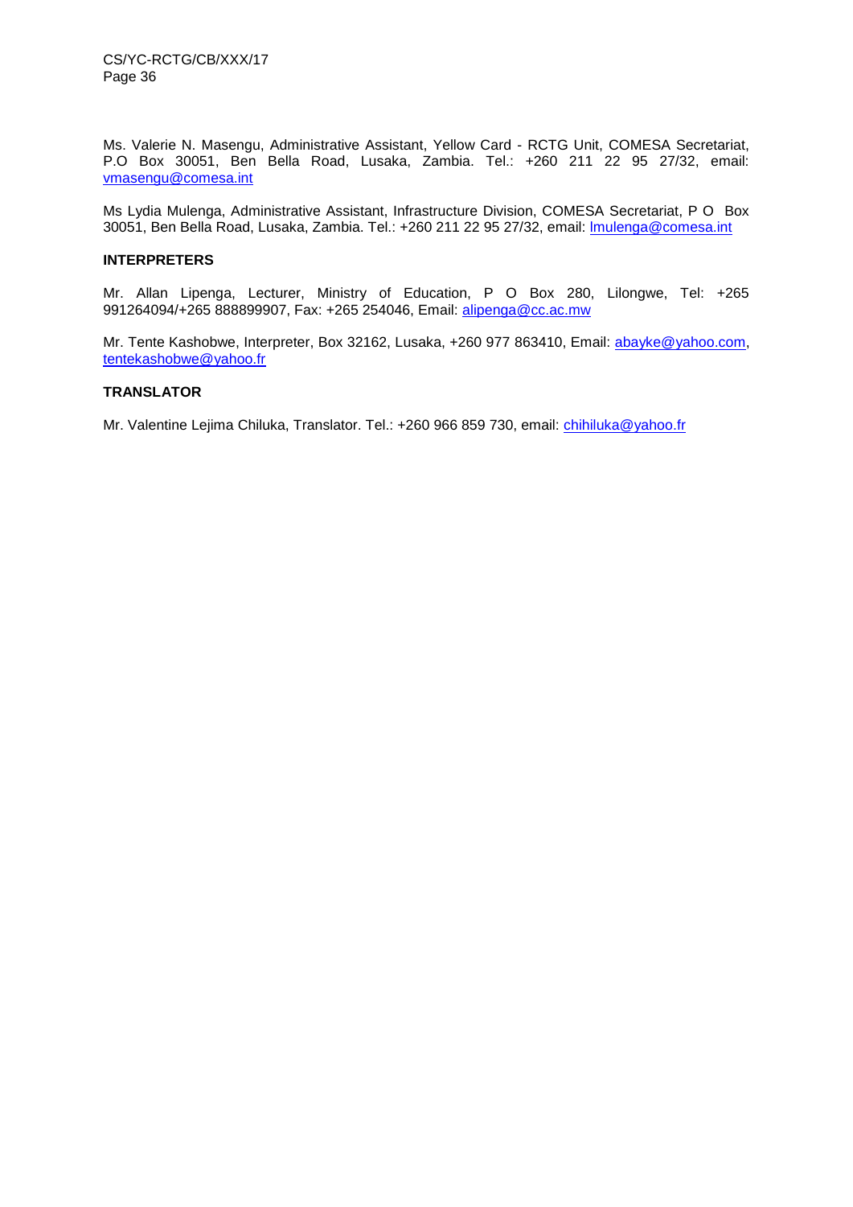Ms. Valerie N. Masengu, Administrative Assistant, Yellow Card - RCTG Unit, COMESA Secretariat, P.O Box 30051, Ben Bella Road, Lusaka, Zambia. Tel.: +260 211 22 95 27/32, email: vmasengu@comesa.int

Ms Lydia Mulenga, Administrative Assistant, Infrastructure Division, COMESA Secretariat, P O Box 30051, Ben Bella Road, Lusaka, Zambia. Tel.: +260 211 22 95 27/32, email: lmulenga@comesa.int

**INTERPRETERS**

Mr. Allan Lipenga, Lecturer, Ministry of Education, P O Box 280, Lilongwe, Tel: +265 991264094/+265 888899907, Fax: +265 254046, Email: alipenga@cc.ac.mw

Mr. Tente Kashobwe, Interpreter, Box 32162, Lusaka, +260 977 863410, Email: abayke@yahoo.com, tentekashobwe@yahoo.fr

**TRANSLATOR**

Mr. Valentine Lejima Chiluka, Translator. Tel.: +260 966 859 730, email: chihiluka@yahoo.fr